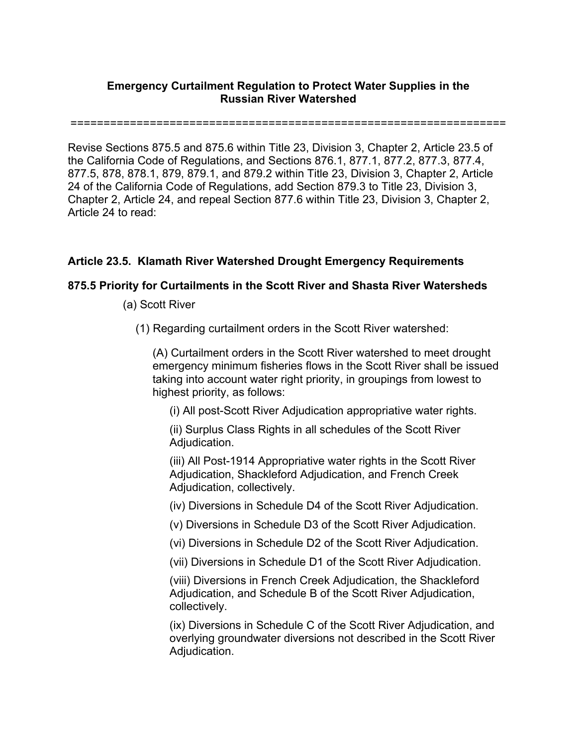**Emergency Curtailment Regulation to Protect Water Supplies in the Russian River Watershed**

==================================================================

Revise Sections 875.5 and 875.6 within Title 23, Division 3, Chapter 2, Article 23.5 of the California Code of Regulations, and Sections 876.1, 877.1, 877.2, 877.3, 877.4, 877.5, 878, 878.1, 879, 879.1, and 879.2 within Title 23, Division 3, Chapter 2, Article 24 of the California Code of Regulations, add Section 879.3 to Title 23, Division 3, Chapter 2, Article 24, and repeal Section 877.6 within Title 23, Division 3, Chapter 2, Article 24 to read:

### Article 23.5. Klamath River Watershed Drought Emergency Requirements

### 875.5 Priority for Curtailments in the Scott River and Shasta River Watersheds

(a) Scott River

(1) Regarding curtailment orders in the Scott River watershed:

(A) Curtailment orders in the Scott River watershed to meet drought emergency minimum fisheries flows in the Scott River shall be issued taking into account water right priority, in groupings from lowest to highest priority, as follows:

(i) All post-Scott River Adjudication appropriative water rights.

(ii) Surplus Class Rights in all schedules of the Scott River Adjudication.

(iii) All Post-1914 Appropriative water rights in the Scott River Adjudication, Shackleford Adjudication, and French Creek Adjudication, collectively.

(iv) Diversions in Schedule D4 of the Scott River Adjudication.

(v) Diversions in Schedule D3 of the Scott River Adjudication.

(vi) Diversions in Schedule D2 of the Scott River Adjudication.

(vii) Diversions in Schedule D1 of the Scott River Adjudication.

(viii) Diversions in French Creek Adjudication, the Shackleford Adjudication, and Schedule B of the Scott River Adjudication, collectively.

(ix) Diversions in Schedule C of the Scott River Adjudication, and overlying groundwater diversions not described in the Scott River Adjudication.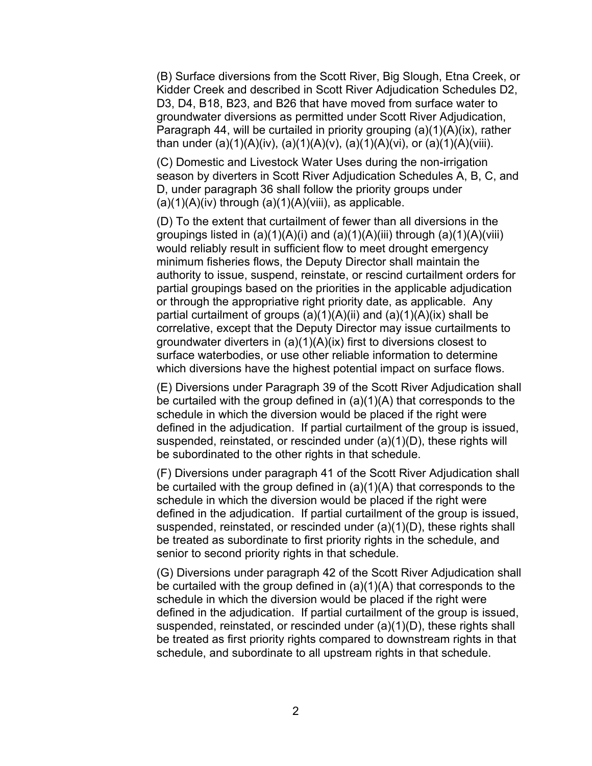(B) Surface diversions from the Scott River, Big Slough, Etna Creek, or Kidder Creek and described in Scott River Adjudication Schedules D2, D3, D4, B18, B23, and B26 that have moved from surface water to groundwater diversions as permitted under Scott River Adjudication, Paragraph 44, will be curtailed in priority grouping (a)(1)(A)(ix), rather than under (a)(1)(A)(iv), (a)(1)(A)(v), (a)(1)(A)(vi), or (a)(1)(A)(viii).

(C) Domestic and Livestock Water Uses during the non-irrigation season by diverters in Scott River Adjudication Schedules A, B, C, and D, under paragraph 36 shall follow the priority groups under (a)(1)(A)(iv) through (a)(1)(A)(viii), as applicable.

(D) To the extent that curtailment of fewer than all diversions in the groupings listed in (a)(1)(A)(i) and (a)(1)(A)(iii) through (a)(1)(A)(viii) would reliably result in sufficient flow to meet drought emergency minimum fisheries flows, the Deputy Director shall maintain the authority to issue, suspend, reinstate, or rescind curtailment orders for partial groupings based on the priorities in the applicable adjudication or through the appropriative right priority date, as applicable. Any partial curtailment of groups (a)(1)(A)(ii) and (a)(1)(A)(ix) shall be correlative, except that the Deputy Director may issue curtailments to groundwater diverters in (a)(1)(A)(ix) first to diversions closest to surface waterbodies, or use other reliable information to determine which diversions have the highest potential impact on surface flows.

(E) Diversions under Paragraph 39 of the Scott River Adjudication shall be curtailed with the group defined in (a)(1)(A) that corresponds to the schedule in which the diversion would be placed if the right were defined in the adjudication. If partial curtailment of the group is issued, suspended, reinstated, or rescinded under (a)(1)(D), these rights will be subordinated to the other rights in that schedule.

(F) Diversions under paragraph 41 of the Scott River Adjudication shall be curtailed with the group defined in (a)(1)(A) that corresponds to the schedule in which the diversion would be placed if the right were defined in the adjudication. If partial curtailment of the group is issued, suspended, reinstated, or rescinded under (a)(1)(D), these rights shall be treated as subordinate to first priority rights in the schedule, and senior to second priority rights in that schedule.

(G) Diversions under paragraph 42 of the Scott River Adjudication shall be curtailed with the group defined in (a)(1)(A) that corresponds to the schedule in which the diversion would be placed if the right were defined in the adjudication. If partial curtailment of the group is issued, suspended, reinstated, or rescinded under (a)(1)(D), these rights shall be treated as first priority rights compared to downstream rights in that schedule, and subordinate to all upstream rights in that schedule.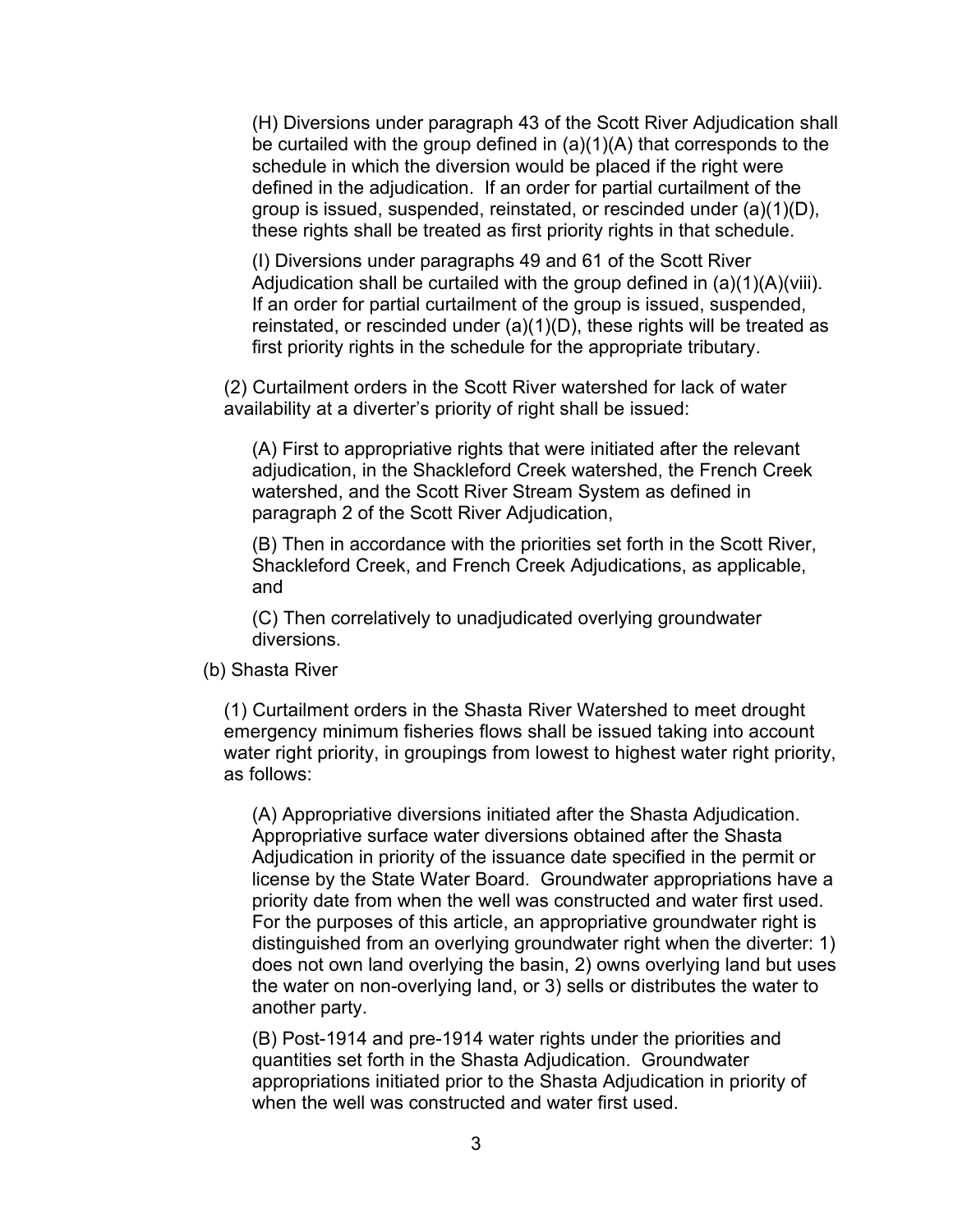(H) Diversions under paragraph 43 of the Scott River Adjudication shall be curtailed with the group defined in (a)(1)(A) that corresponds to the schedule in which the diversion would be placed if the right were defined in the adjudication. If an order for partial curtailment of the group is issued, suspended, reinstated, or rescinded under (a)(1)(D), these rights shall be treated as first priority rights in that schedule.

(I) Diversions under paragraphs 49 and 61 of the Scott River Adjudication shall be curtailed with the group defined in (a)(1)(A)(viii). If an order for partial curtailment of the group is issued, suspended, reinstated, or rescinded under (a)(1)(D), these rights will be treated as first priority rights in the schedule for the appropriate tributary.

(2) Curtailment orders in the Scott River watershed for lack of water availability at a diverter's priority of right shall be issued:

(A) First to appropriative rights that were initiated after the relevant adjudication, in the Shackleford Creek watershed, the French Creek watershed, and the Scott River Stream System as defined in paragraph 2 of the Scott River Adjudication,

(B) Then in accordance with the priorities set forth in the Scott River, Shackleford Creek, and French Creek Adjudications, as applicable, and

(C) Then correlatively to unadjudicated overlying groundwater diversions.

(b) Shasta River

(1) Curtailment orders in the Shasta River Watershed to meet drought emergency minimum fisheries flows shall be issued taking into account water right priority, in groupings from lowest to highest water right priority, as follows:

(A) Appropriative diversions initiated after the Shasta Adjudication. Appropriative surface water diversions obtained after the Shasta Adjudication in priority of the issuance date specified in the permit or license by the State Water Board. Groundwater appropriations have a priority date from when the well was constructed and water first used. For the purposes of this article, an appropriative groundwater right is distinguished from an overlying groundwater right when the diverter: 1) does not own land overlying the basin, 2) owns overlying land but uses the water on non-overlying land, or 3) sells or distributes the water to another party.

(B) Post-1914 and pre-1914 water rights under the priorities and quantities set forth in the Shasta Adjudication. Groundwater appropriations initiated prior to the Shasta Adjudication in priority of when the well was constructed and water first used.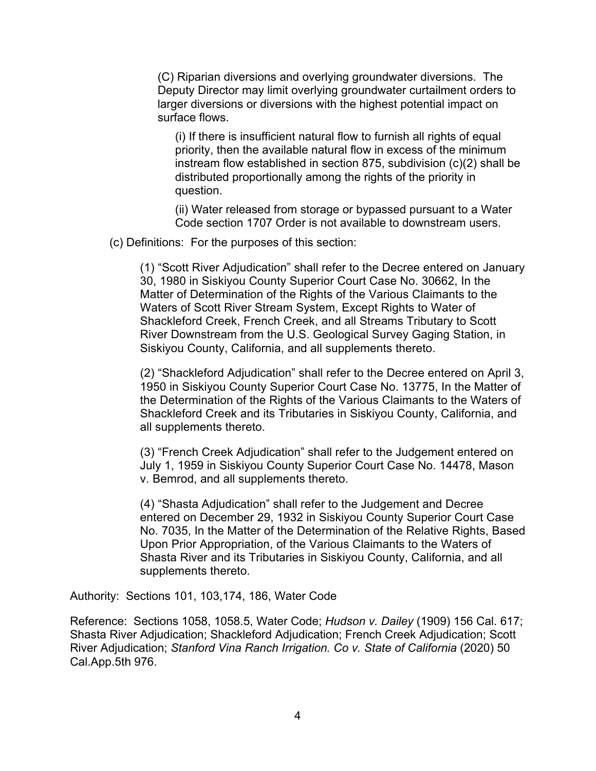(C) Riparian diversions and overlying groundwater diversions. The Deputy Director may limit overlying groundwater curtailment orders to larger diversions or diversions with the highest potential impact on surface flows.

(i) If there is insufficient natural flow to furnish all rights of equal priority, then the available natural flow in excess of the minimum instream flow established in section 875, subdivision (c)(2) shall be distributed proportionally among the rights of the priority in question.

(ii) Water released from storage or bypassed pursuant to a Water Code section 1707 Order is not available to downstream users.

(c) Definitions: For the purposes of this section:

(1) "Scott River Adjudication" shall refer to the Decree entered on January 30, 1980 in Siskiyou County Superior Court Case No. 30662, In the Matter of Determination of the Rights of the Various Claimants to the Waters of Scott River Stream System, Except Rights to Water of Shackleford Creek, French Creek, and all Streams Tributary to Scott River Downstream from the U.S. Geological Survey Gaging Station, in Siskiyou County, California, and all supplements thereto.

(2) "Shackleford Adjudication" shall refer to the Decree entered on April 3, 1950 in Siskiyou County Superior Court Case No. 13775, In the Matter of the Determination of the Rights of the Various Claimants to the Waters of Shackleford Creek and its Tributaries in Siskiyou County, California, and all supplements thereto.

(3) "French Creek Adjudication" shall refer to the Judgement entered on July 1, 1959 in Siskiyou County Superior Court Case No. 14478, Mason v. Bemrod, and all supplements thereto.

(4) "Shasta Adjudication" shall refer to the Judgement and Decree entered on December 29, 1932 in Siskiyou County Superior Court Case No. 7035, In the Matter of the Determination of the Relative Rights, Based Upon Prior Appropriation, of the Various Claimants to the Waters of Shasta River and its Tributaries in Siskiyou County, California, and all supplements thereto.

Authority: Sections 101, 103,174, 186, Water Code

Reference: Sections 1058, 1058.5, Water Code; *Hudson v. Dailey* (1909) 156 Cal. 617; Shasta River Adjudication; Shackleford Adjudication; French Creek Adjudication; Scott River Adjudication; *Stanford Vina Ranch Irrigation. Co v. State of California* (2020) 50 Cal.App.5th 976.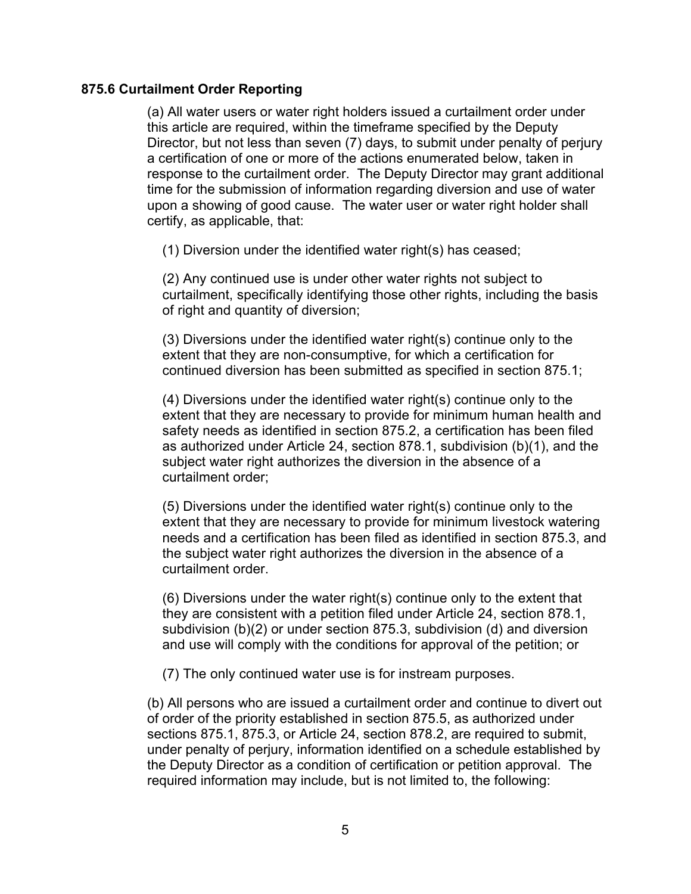### 875.6 Curtailment Order Reporting

(a) All water users or water right holders issued a curtailment order under this article are required, within the timeframe specified by the Deputy Director, but not less than seven (7) days, to submit under penalty of perjury a certification of one or more of the actions enumerated below, taken in response to the curtailment order. The Deputy Director may grant additional time for the submission of information regarding diversion and use of water upon a showing of good cause. The water user or water right holder shall certify, as applicable, that:

(1) Diversion under the identified water right(s) has ceased;

(2) Any continued use is under other water rights not subject to curtailment, specifically identifying those other rights, including the basis of right and quantity of diversion;

(3) Diversions under the identified water right(s) continue only to the extent that they are non-consumptive, for which a certification for continued diversion has been submitted as specified in section 875.1;

(4) Diversions under the identified water right(s) continue only to the extent that they are necessary to provide for minimum human health and safety needs as identified in section 875.2, a certification has been filed as authorized under Article 24, section 878.1, subdivision (b)(1), and the subject water right authorizes the diversion in the absence of a curtailment order;

(5) Diversions under the identified water right(s) continue only to the extent that they are necessary to provide for minimum livestock watering needs and a certification has been filed as identified in section 875.3, and the subject water right authorizes the diversion in the absence of a curtailment order.

(6) Diversions under the water right(s) continue only to the extent that they are consistent with a petition filed under Article 24, section 878.1, subdivision (b)(2) or under section 875.3, subdivision (d) and diversion and use will comply with the conditions for approval of the petition; or

(7) The only continued water use is for instream purposes.

(b) All persons who are issued a curtailment order and continue to divert out of order of the priority established in section 875.5, as authorized under sections 875.1, 875.3, or Article 24, section 878.2, are required to submit, under penalty of perjury, information identified on a schedule established by the Deputy Director as a condition of certification or petition approval. The required information may include, but is not limited to, the following: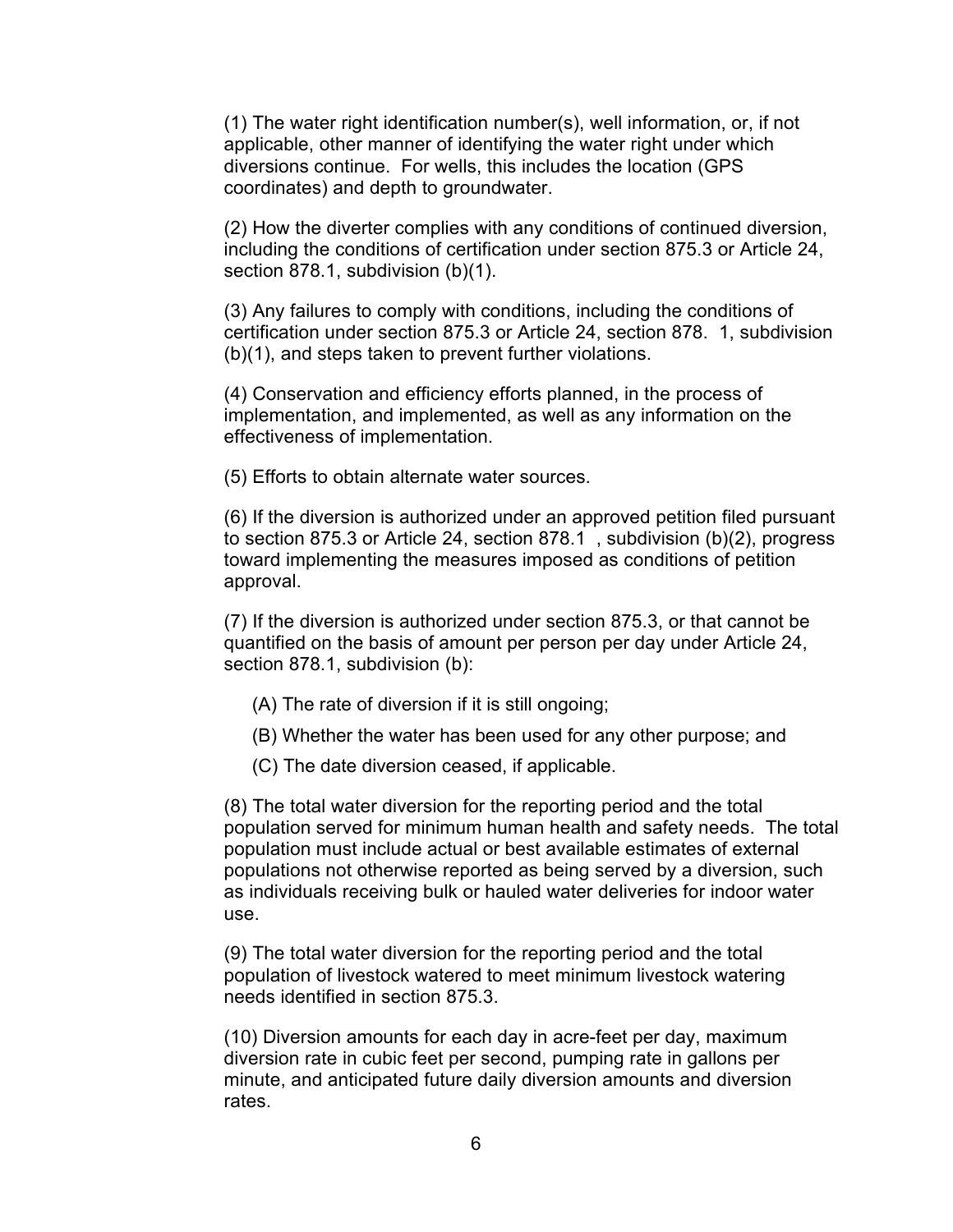(1) The water right identification number(s), well information, or, if not applicable, other manner of identifying the water right under which diversions continue. For wells, this includes the location (GPS coordinates) and depth to groundwater.

(2) How the diverter complies with any conditions of continued diversion, including the conditions of certification under section 875.3 or Article 24, section 878.1, subdivision (b)(1).

(3) Any failures to comply with conditions, including the conditions of certification under section 875.3 or Article 24, section 878. 1, subdivision (b)(1), and steps taken to prevent further violations.

(4) Conservation and efficiency efforts planned, in the process of implementation, and implemented, as well as any information on the effectiveness of implementation.

(5) Efforts to obtain alternate water sources.

(6) If the diversion is authorized under an approved petition filed pursuant to section 875.3 or Article 24, section 878.1 , subdivision (b)(2), progress toward implementing the measures imposed as conditions of petition approval.

(7) If the diversion is authorized under section 875.3, or that cannot be quantified on the basis of amount per person per day under Article 24, section 878.1, subdivision (b):

(A) The rate of diversion if it is still ongoing;

(B) Whether the water has been used for any other purpose; and

(C) The date diversion ceased, if applicable.

(8) The total water diversion for the reporting period and the total population served for minimum human health and safety needs. The total population must include actual or best available estimates of external populations not otherwise reported as being served by a diversion, such as individuals receiving bulk or hauled water deliveries for indoor water use.

(9) The total water diversion for the reporting period and the total population of livestock watered to meet minimum livestock watering needs identified in section 875.3.

(10) Diversion amounts for each day in acre-feet per day, maximum diversion rate in cubic feet per second, pumping rate in gallons per minute, and anticipated future daily diversion amounts and diversion rates.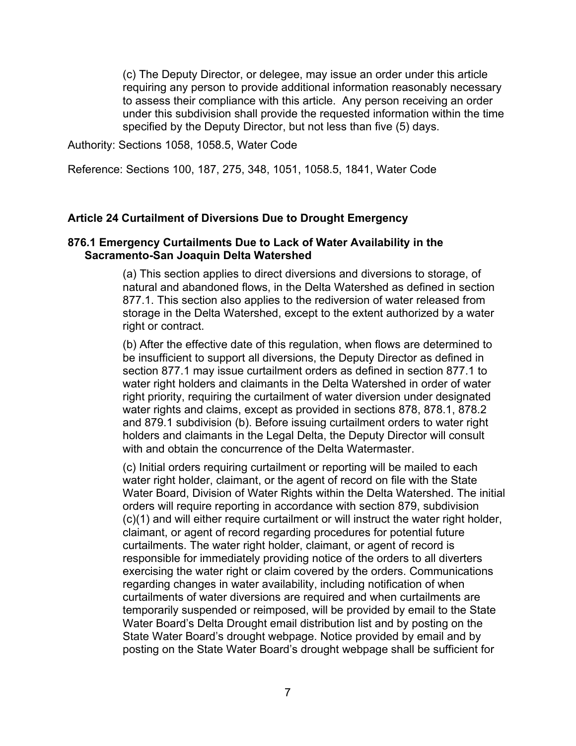(c) The Deputy Director, or delegee, may issue an order under this article requiring any person to provide additional information reasonably necessary to assess their compliance with this article. Any person receiving an order under this subdivision shall provide the requested information within the time specified by the Deputy Director, but not less than five (5) days.

Authority: Sections 1058, 1058.5, Water Code

Reference: Sections 100, 187, 275, 348, 1051, 1058.5, 1841, Water Code

## Article 24 Curtailment of Diversions Due to Drought Emergency

### 876.1 Emergency Curtailments Due to Lack of Water Availability in the Sacramento-San Joaquin Delta Watershed

(a) This section applies to direct diversions and diversions to storage, of natural and abandoned flows, in the Delta Watershed as defined in section 877.1. This section also applies to the rediversion of water released from storage in the Delta Watershed, except to the extent authorized by a water right or contract.

(b) After the effective date of this regulation, when flows are determined to be insufficient to support all diversions, the Deputy Director as defined in section 877.1 may issue curtailment orders as defined in section 877.1 to water right holders and claimants in the Delta Watershed in order of water right priority, requiring the curtailment of water diversion under designated water rights and claims, except as provided in sections 878, 878.1, 878.2 and 879.1 subdivision (b). Before issuing curtailment orders to water right holders and claimants in the Legal Delta, the Deputy Director will consult with and obtain the concurrence of the Delta Watermaster.

(c) Initial orders requiring curtailment or reporting will be mailed to each water right holder, claimant, or the agent of record on file with the State Water Board, Division of Water Rights within the Delta Watershed. The initial orders will require reporting in accordance with section 879, subdivision (c)(1) and will either require curtailment or will instruct the water right holder, claimant, or agent of record regarding procedures for potential future curtailments. The water right holder, claimant, or agent of record is responsible for immediately providing notice of the orders to all diverters exercising the water right or claim covered by the orders. Communications regarding changes in water availability, including notification of when curtailments of water diversions are required and when curtailments are temporarily suspended or reimposed, will be provided by email to the State Water Board's Delta Drought email distribution list and by posting on the State Water Board's drought webpage. Notice provided by email and by posting on the State Water Board's drought webpage shall be sufficient for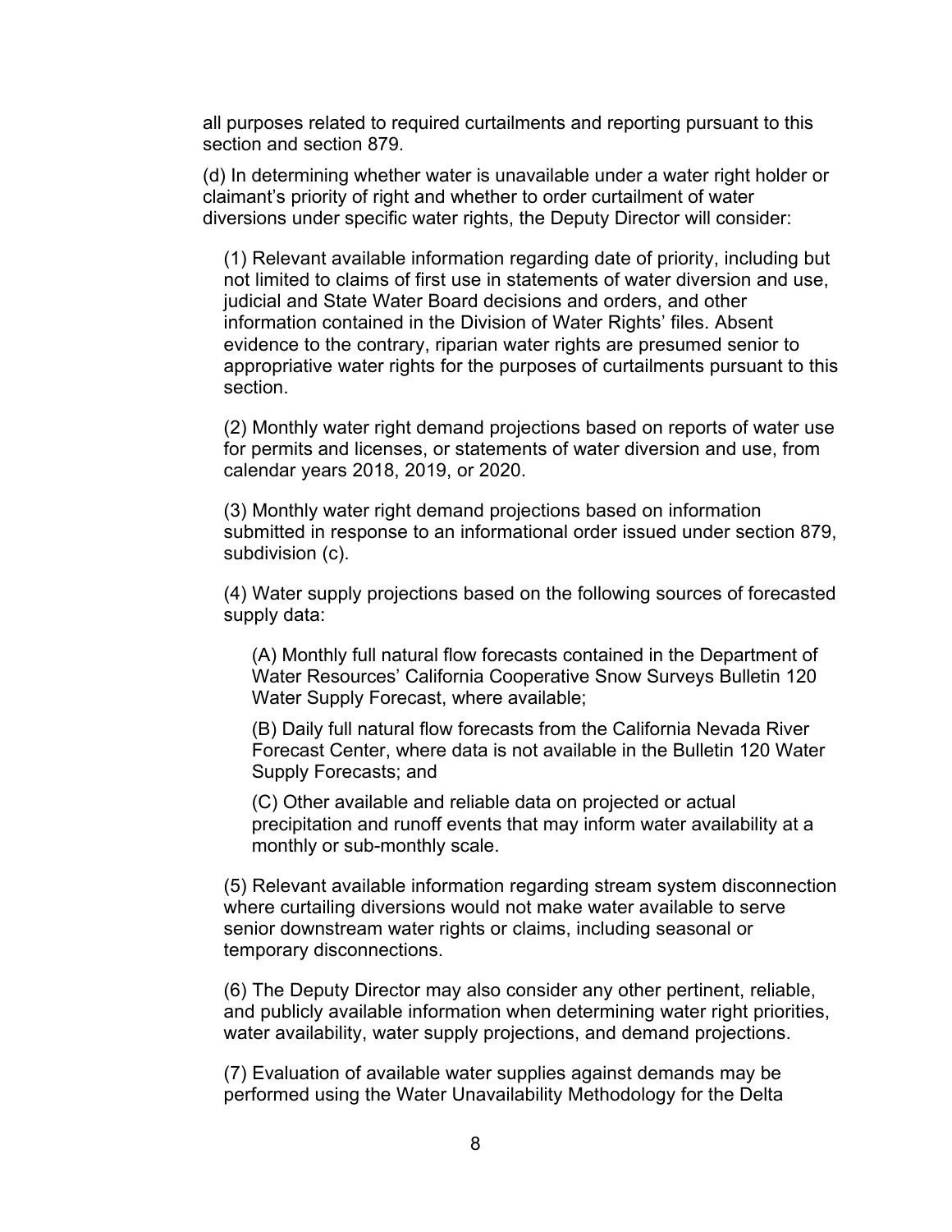all purposes related to required curtailments and reporting pursuant to this section and section 879.

(d) In determining whether water is unavailable under a water right holder or claimant's priority of right and whether to order curtailment of water diversions under specific water rights, the Deputy Director will consider:

(1) Relevant available information regarding date of priority, including but not limited to claims of first use in statements of water diversion and use, judicial and State Water Board decisions and orders, and other information contained in the Division of Water Rights' files. Absent evidence to the contrary, riparian water rights are presumed senior to appropriative water rights for the purposes of curtailments pursuant to this section.

(2) Monthly water right demand projections based on reports of water use for permits and licenses, or statements of water diversion and use, from calendar years 2018, 2019, or 2020.

(3) Monthly water right demand projections based on information submitted in response to an informational order issued under section 879, subdivision (c).

(4) Water supply projections based on the following sources of forecasted supply data:

(A) Monthly full natural flow forecasts contained in the Department of Water Resources' California Cooperative Snow Surveys Bulletin 120 Water Supply Forecast, where available;

(B) Daily full natural flow forecasts from the California Nevada River Forecast Center, where data is not available in the Bulletin 120 Water Supply Forecasts; and

(C) Other available and reliable data on projected or actual precipitation and runoff events that may inform water availability at a monthly or sub-monthly scale.

(5) Relevant available information regarding stream system disconnection where curtailing diversions would not make water available to serve senior downstream water rights or claims, including seasonal or temporary disconnections.

(6) The Deputy Director may also consider any other pertinent, reliable, and publicly available information when determining water right priorities, water availability, water supply projections, and demand projections.

(7) Evaluation of available water supplies against demands may be performed using the Water Unavailability Methodology for the Delta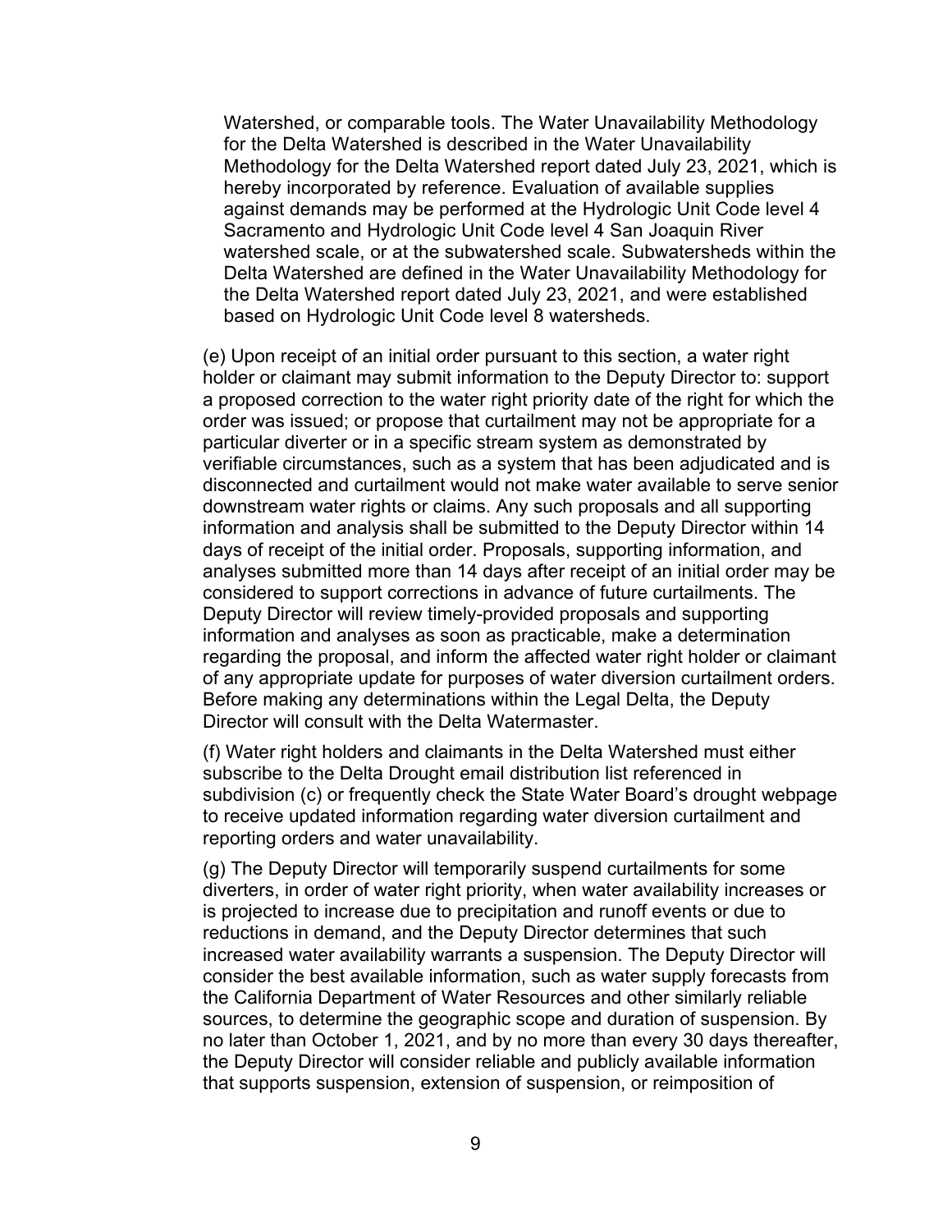Watershed, or comparable tools. The Water Unavailability Methodology for the Delta Watershed is described in the Water Unavailability Methodology for the Delta Watershed report dated July 23, 2021, which is hereby incorporated by reference. Evaluation of available supplies against demands may be performed at the Hydrologic Unit Code level 4 Sacramento and Hydrologic Unit Code level 4 San Joaquin River watershed scale, or at the subwatershed scale. Subwatersheds within the Delta Watershed are defined in the Water Unavailability Methodology for the Delta Watershed report dated July 23, 2021, and were established based on Hydrologic Unit Code level 8 watersheds.

(e) Upon receipt of an initial order pursuant to this section, a water right holder or claimant may submit information to the Deputy Director to: support a proposed correction to the water right priority date of the right for which the order was issued; or propose that curtailment may not be appropriate for a particular diverter or in a specific stream system as demonstrated by verifiable circumstances, such as a system that has been adjudicated and is disconnected and curtailment would not make water available to serve senior downstream water rights or claims. Any such proposals and all supporting information and analysis shall be submitted to the Deputy Director within 14 days of receipt of the initial order. Proposals, supporting information, and analyses submitted more than 14 days after receipt of an initial order may be considered to support corrections in advance of future curtailments. The Deputy Director will review timely-provided proposals and supporting information and analyses as soon as practicable, make a determination regarding the proposal, and inform the affected water right holder or claimant of any appropriate update for purposes of water diversion curtailment orders. Before making any determinations within the Legal Delta, the Deputy Director will consult with the Delta Watermaster.

(f) Water right holders and claimants in the Delta Watershed must either subscribe to the Delta Drought email distribution list referenced in subdivision (c) or frequently check the State Water Board's drought webpage to receive updated information regarding water diversion curtailment and reporting orders and water unavailability.

(g) The Deputy Director will temporarily suspend curtailments for some diverters, in order of water right priority, when water availability increases or is projected to increase due to precipitation and runoff events or due to reductions in demand, and the Deputy Director determines that such increased water availability warrants a suspension. The Deputy Director will consider the best available information, such as water supply forecasts from the California Department of Water Resources and other similarly reliable sources, to determine the geographic scope and duration of suspension. By no later than October 1, 2021, and by no more than every 30 days thereafter, the Deputy Director will consider reliable and publicly available information that supports suspension, extension of suspension, or reimposition of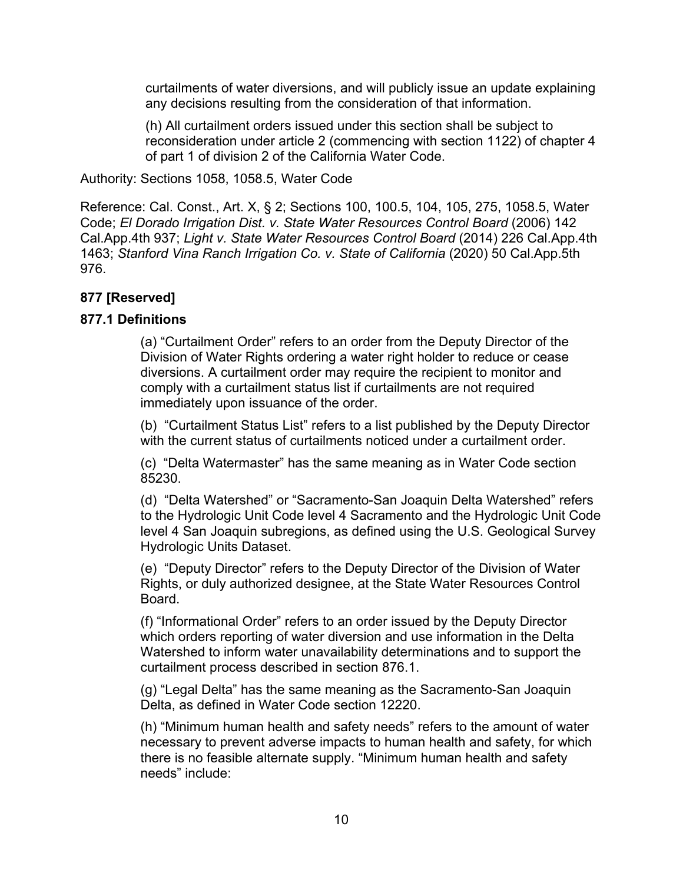curtailments of water diversions, and will publicly issue an update explaining any decisions resulting from the consideration of that information.

(h) All curtailment orders issued under this section shall be subject to reconsideration under article 2 (commencing with section 1122) of chapter 4 of part 1 of division 2 of the California Water Code.

Authority: Sections 1058, 1058.5, Water Code

Reference: Cal. Const., Art. X, § 2; Sections 100, 100.5, 104, 105, 275, 1058.5, Water Code; *El Dorado Irrigation Dist. v. State Water Resources Control Board* (2006) 142 Cal.App.4th 937; *Light v. State Water Resources Control Board* (2014) 226 Cal.App.4th 1463; *Stanford Vina Ranch Irrigation Co. v. State of California* (2020) 50 Cal.App.5th 976.

**877 [Reserved]**

**877.1 Definitions**

(a) "Curtailment Order" refers to an order from the Deputy Director of the Division of Water Rights ordering a water right holder to reduce or cease diversions. A curtailment order may require the recipient to monitor and comply with a curtailment status list if curtailments are not required immediately upon issuance of the order.

(b) "Curtailment Status List" refers to a list published by the Deputy Director with the current status of curtailments noticed under a curtailment order.

(c) "Delta Watermaster" has the same meaning as in Water Code section 85230.

(d) "Delta Watershed" or "Sacramento-San Joaquin Delta Watershed" refers to the Hydrologic Unit Code level 4 Sacramento and the Hydrologic Unit Code level 4 San Joaquin subregions, as defined using the U.S. Geological Survey Hydrologic Units Dataset.

(e) "Deputy Director" refers to the Deputy Director of the Division of Water Rights, or duly authorized designee, at the State Water Resources Control Board.

(f) "Informational Order" refers to an order issued by the Deputy Director which orders reporting of water diversion and use information in the Delta Watershed to inform water unavailability determinations and to support the curtailment process described in section 876.1.

(g) "Legal Delta" has the same meaning as the Sacramento-San Joaquin Delta, as defined in Water Code section 12220.

(h) "Minimum human health and safety needs" refers to the amount of water necessary to prevent adverse impacts to human health and safety, for which there is no feasible alternate supply. "Minimum human health and safety needs" include: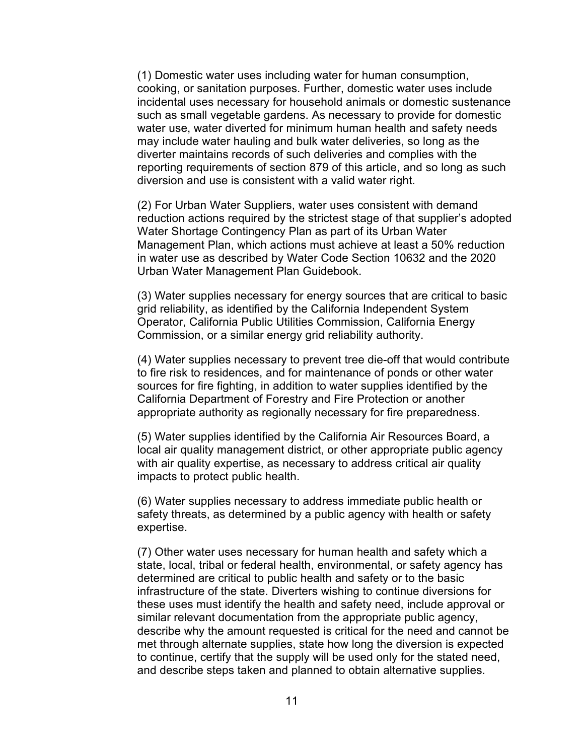(1) Domestic water uses including water for human consumption, cooking, or sanitation purposes. Further, domestic water uses include incidental uses necessary for household animals or domestic sustenance such as small vegetable gardens. As necessary to provide for domestic water use, water diverted for minimum human health and safety needs may include water hauling and bulk water deliveries, so long as the diverter maintains records of such deliveries and complies with the reporting requirements of section 879 of this article, and so long as such diversion and use is consistent with a valid water right.

(2) For Urban Water Suppliers, water uses consistent with demand reduction actions required by the strictest stage of that supplier's adopted Water Shortage Contingency Plan as part of its Urban Water Management Plan, which actions must achieve at least a 50% reduction in water use as described by Water Code Section 10632 and the 2020 Urban Water Management Plan Guidebook.

(3) Water supplies necessary for energy sources that are critical to basic grid reliability, as identified by the California Independent System Operator, California Public Utilities Commission, California Energy Commission, or a similar energy grid reliability authority.

(4) Water supplies necessary to prevent tree die-off that would contribute to fire risk to residences, and for maintenance of ponds or other water sources for fire fighting, in addition to water supplies identified by the California Department of Forestry and Fire Protection or another appropriate authority as regionally necessary for fire preparedness.

(5) Water supplies identified by the California Air Resources Board, a local air quality management district, or other appropriate public agency with air quality expertise, as necessary to address critical air quality impacts to protect public health.

(6) Water supplies necessary to address immediate public health or safety threats, as determined by a public agency with health or safety expertise.

(7) Other water uses necessary for human health and safety which a state, local, tribal or federal health, environmental, or safety agency has determined are critical to public health and safety or to the basic infrastructure of the state. Diverters wishing to continue diversions for these uses must identify the health and safety need, include approval or similar relevant documentation from the appropriate public agency, describe why the amount requested is critical for the need and cannot be met through alternate supplies, state how long the diversion is expected to continue, certify that the supply will be used only for the stated need, and describe steps taken and planned to obtain alternative supplies.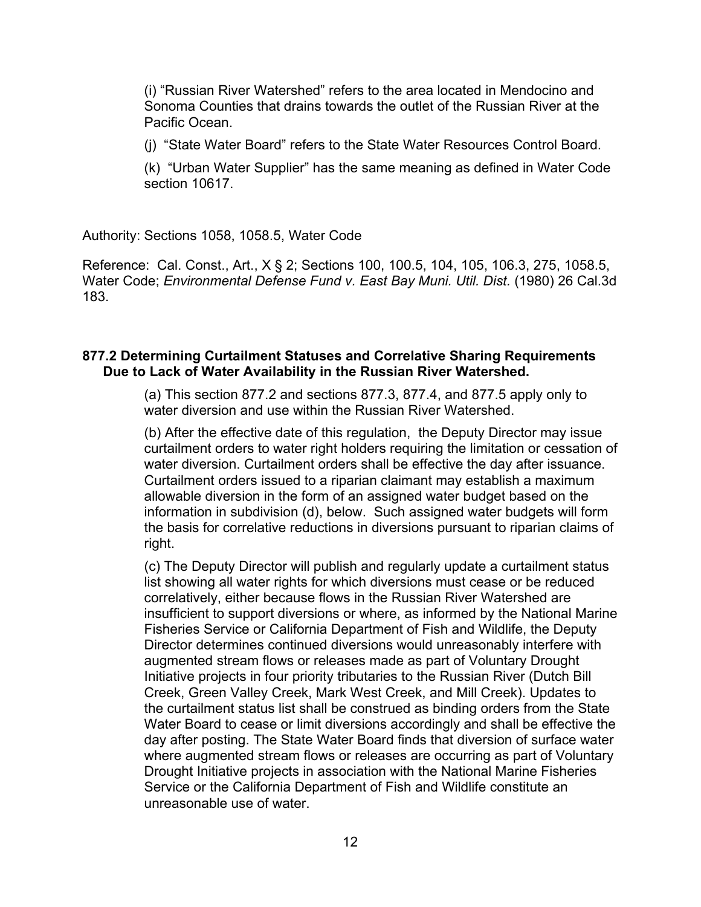(i) "Russian River Watershed" refers to the area located in Mendocino and Sonoma Counties that drains towards the outlet of the Russian River at the Pacific Ocean.

(j) "State Water Board" refers to the State Water Resources Control Board.

(k) "Urban Water Supplier" has the same meaning as defined in Water Code section 10617.

Authority: Sections 1058, 1058.5, Water Code

Reference: Cal. Const., Art., X § 2; Sections 100, 100.5, 104, 105, 106.3, 275, 1058.5, Water Code; *Environmental Defense Fund v. East Bay Muni. Util. Dist.* (1980) 26 Cal.3d 183.

**877.2 Determining Curtailment Statuses and Correlative Sharing Requirements Due to Lack of Water Availability in the Russian River Watershed.**

(a) This section 877.2 and sections 877.3, 877.4, and 877.5 apply only to water diversion and use within the Russian River Watershed.

(b) After the effective date of this regulation, the Deputy Director may issue curtailment orders to water right holders requiring the limitation or cessation of water diversion. Curtailment orders shall be effective the day after issuance. Curtailment orders issued to a riparian claimant may establish a maximum allowable diversion in the form of an assigned water budget based on the information in subdivision (d), below. Such assigned water budgets will form the basis for correlative reductions in diversions pursuant to riparian claims of right.

(c) The Deputy Director will publish and regularly update a curtailment status list showing all water rights for which diversions must cease or be reduced correlatively, either because flows in the Russian River Watershed are insufficient to support diversions or where, as informed by the National Marine Fisheries Service or California Department of Fish and Wildlife, the Deputy Director determines continued diversions would unreasonably interfere with augmented stream flows or releases made as part of Voluntary Drought Initiative projects in four priority tributaries to the Russian River (Dutch Bill Creek, Green Valley Creek, Mark West Creek, and Mill Creek). Updates to the curtailment status list shall be construed as binding orders from the State Water Board to cease or limit diversions accordingly and shall be effective the day after posting. The State Water Board finds that diversion of surface water where augmented stream flows or releases are occurring as part of Voluntary Drought Initiative projects in association with the National Marine Fisheries Service or the California Department of Fish and Wildlife constitute an unreasonable use of water.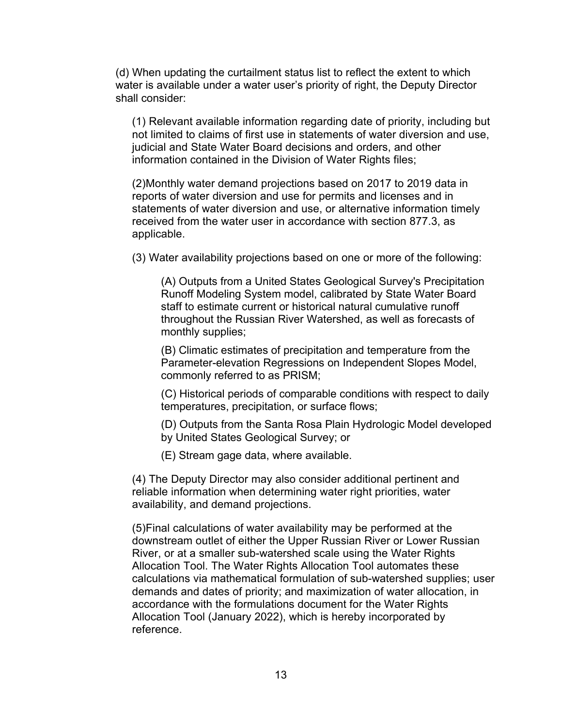(d) When updating the curtailment status list to reflect the extent to which water is available under a water user's priority of right, the Deputy Director shall consider:

(1) Relevant available information regarding date of priority, including but not limited to claims of first use in statements of water diversion and use, judicial and State Water Board decisions and orders, and other information contained in the Division of Water Rights files;

(2)Monthly water demand projections based on 2017 to 2019 data in reports of water diversion and use for permits and licenses and in statements of water diversion and use, or alternative information timely received from the water user in accordance with section 877.3, as applicable.

(3) Water availability projections based on one or more of the following:

(A) Outputs from a United States Geological Survey's Precipitation Runoff Modeling System model, calibrated by State Water Board staff to estimate current or historical natural cumulative runoff throughout the Russian River Watershed, as well as forecasts of monthly supplies;

(B) Climatic estimates of precipitation and temperature from the Parameter-elevation Regressions on Independent Slopes Model, commonly referred to as PRISM;

(C) Historical periods of comparable conditions with respect to daily temperatures, precipitation, or surface flows;

(D) Outputs from the Santa Rosa Plain Hydrologic Model developed by United States Geological Survey; or

(E) Stream gage data, where available.

(4) The Deputy Director may also consider additional pertinent and reliable information when determining water right priorities, water availability, and demand projections.

(5)Final calculations of water availability may be performed at the downstream outlet of either the Upper Russian River or Lower Russian River, or at a smaller sub-watershed scale using the Water Rights Allocation Tool. The Water Rights Allocation Tool automates these calculations via mathematical formulation of sub-watershed supplies; user demands and dates of priority; and maximization of water allocation, in accordance with the formulations document for the Water Rights Allocation Tool (January 2022), which is hereby incorporated by reference.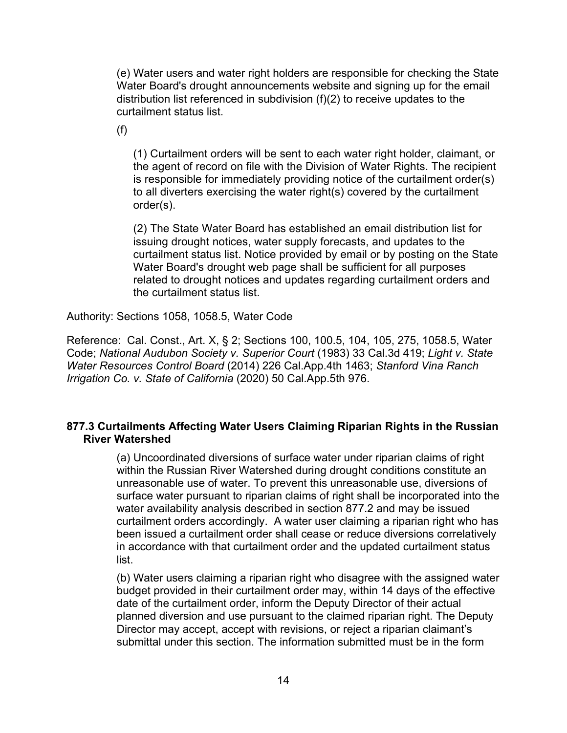(e) Water users and water right holders are responsible for checking the State Water Board's drought announcements website and signing up for the email distribution list referenced in subdivision (f)(2) to receive updates to the curtailment status list.

(f)

(1) Curtailment orders will be sent to each water right holder, claimant, or the agent of record on file with the Division of Water Rights. The recipient is responsible for immediately providing notice of the curtailment order(s) to all diverters exercising the water right(s) covered by the curtailment order(s).

(2) The State Water Board has established an email distribution list for issuing drought notices, water supply forecasts, and updates to the curtailment status list. Notice provided by email or by posting on the State Water Board's drought web page shall be sufficient for all purposes related to drought notices and updates regarding curtailment orders and the curtailment status list.

Authority: Sections 1058, 1058.5, Water Code

Reference: Cal. Const., Art. X, § 2; Sections 100, 100.5, 104, 105, 275, 1058.5, Water Code; *National Audubon Society v. Superior Court* (1983) 33 Cal.3d 419; *Light v. State Water Resources Control Board* (2014) 226 Cal.App.4th 1463; *Stanford Vina Ranch Irrigation Co. v. State of California* (2020) 50 Cal.App.5th 976.

**877.3 Curtailments Affecting Water Users Claiming Riparian Rights in the Russian River Watershed**

(a) Uncoordinated diversions of surface water under riparian claims of right within the Russian River Watershed during drought conditions constitute an unreasonable use of water. To prevent this unreasonable use, diversions of surface water pursuant to riparian claims of right shall be incorporated into the water availability analysis described in section 877.2 and may be issued curtailment orders accordingly. A water user claiming a riparian right who has been issued a curtailment order shall cease or reduce diversions correlatively in accordance with that curtailment order and the updated curtailment status list.

(b) Water users claiming a riparian right who disagree with the assigned water budget provided in their curtailment order may, within 14 days of the effective date of the curtailment order, inform the Deputy Director of their actual planned diversion and use pursuant to the claimed riparian right. The Deputy Director may accept, accept with revisions, or reject a riparian claimant's submittal under this section. The information submitted must be in the form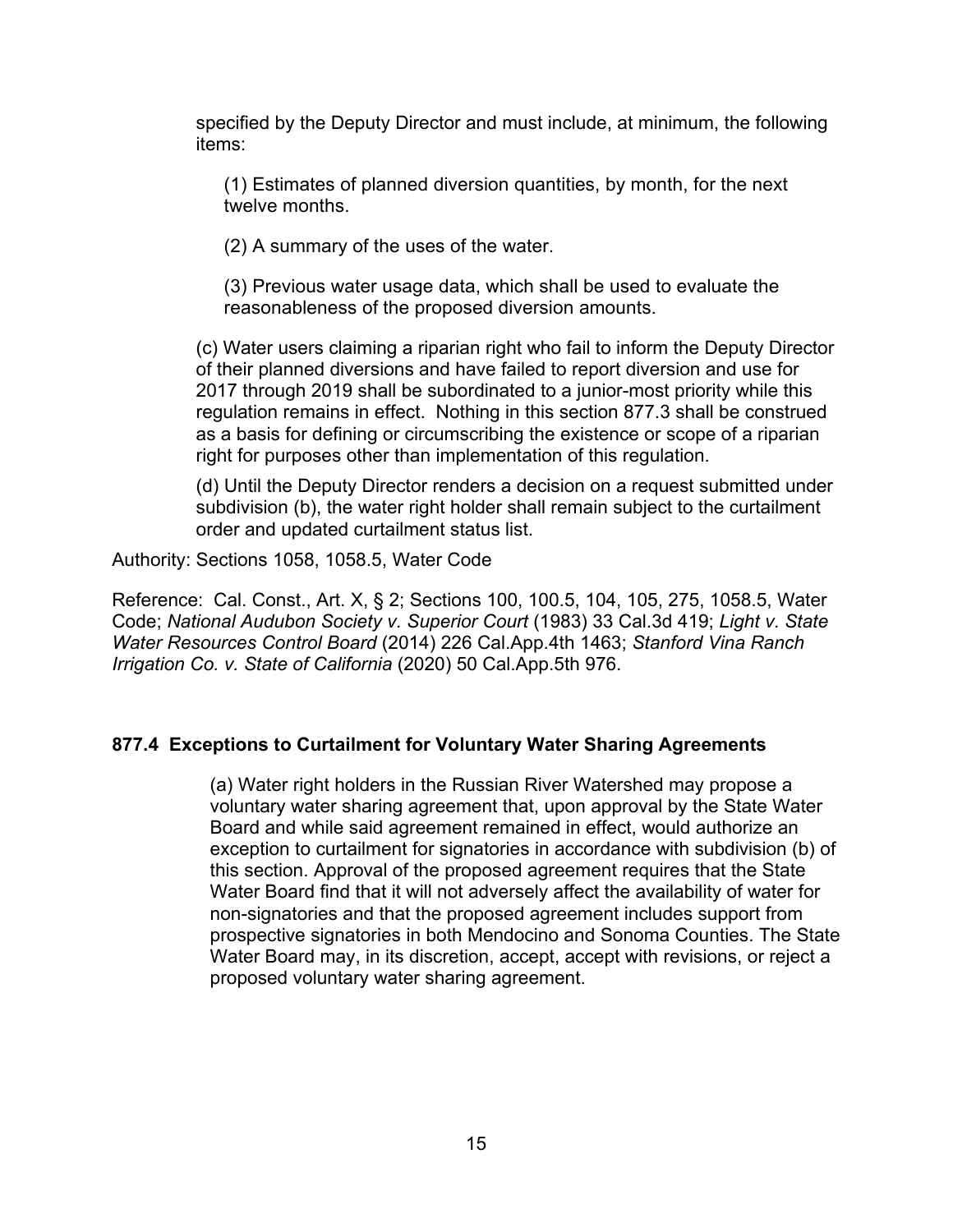specified by the Deputy Director and must include, at minimum, the following items:

(1) Estimates of planned diversion quantities, by month, for the next twelve months.

(2) A summary of the uses of the water.

(3) Previous water usage data, which shall be used to evaluate the reasonableness of the proposed diversion amounts.

(c) Water users claiming a riparian right who fail to inform the Deputy Director of their planned diversions and have failed to report diversion and use for 2017 through 2019 shall be subordinated to a junior-most priority while this regulation remains in effect. Nothing in this section 877.3 shall be construed as a basis for defining or circumscribing the existence or scope of a riparian right for purposes other than implementation of this regulation.

(d) Until the Deputy Director renders a decision on a request submitted under subdivision (b), the water right holder shall remain subject to the curtailment order and updated curtailment status list.

Authority: Sections 1058, 1058.5, Water Code

Reference: Cal. Const., Art. X, § 2; Sections 100, 100.5, 104, 105, 275, 1058.5, Water Code; *National Audubon Society v. Superior Court* (1983) 33 Cal.3d 419; *Light v. State Water Resources Control Board* (2014) 226 Cal.App.4th 1463; *Stanford Vina Ranch Irrigation Co. v. State of California* (2020) 50 Cal.App.5th 976.

### 877.4 Exceptions to Curtailment for Voluntary Water Sharing Agreements

(a) Water right holders in the Russian River Watershed may propose a voluntary water sharing agreement that, upon approval by the State Water Board and while said agreement remained in effect, would authorize an exception to curtailment for signatories in accordance with subdivision (b) of this section. Approval of the proposed agreement requires that the State Water Board find that it will not adversely affect the availability of water for non-signatories and that the proposed agreement includes support from prospective signatories in both Mendocino and Sonoma Counties. The State Water Board may, in its discretion, accept, accept with revisions, or reject a proposed voluntary water sharing agreement.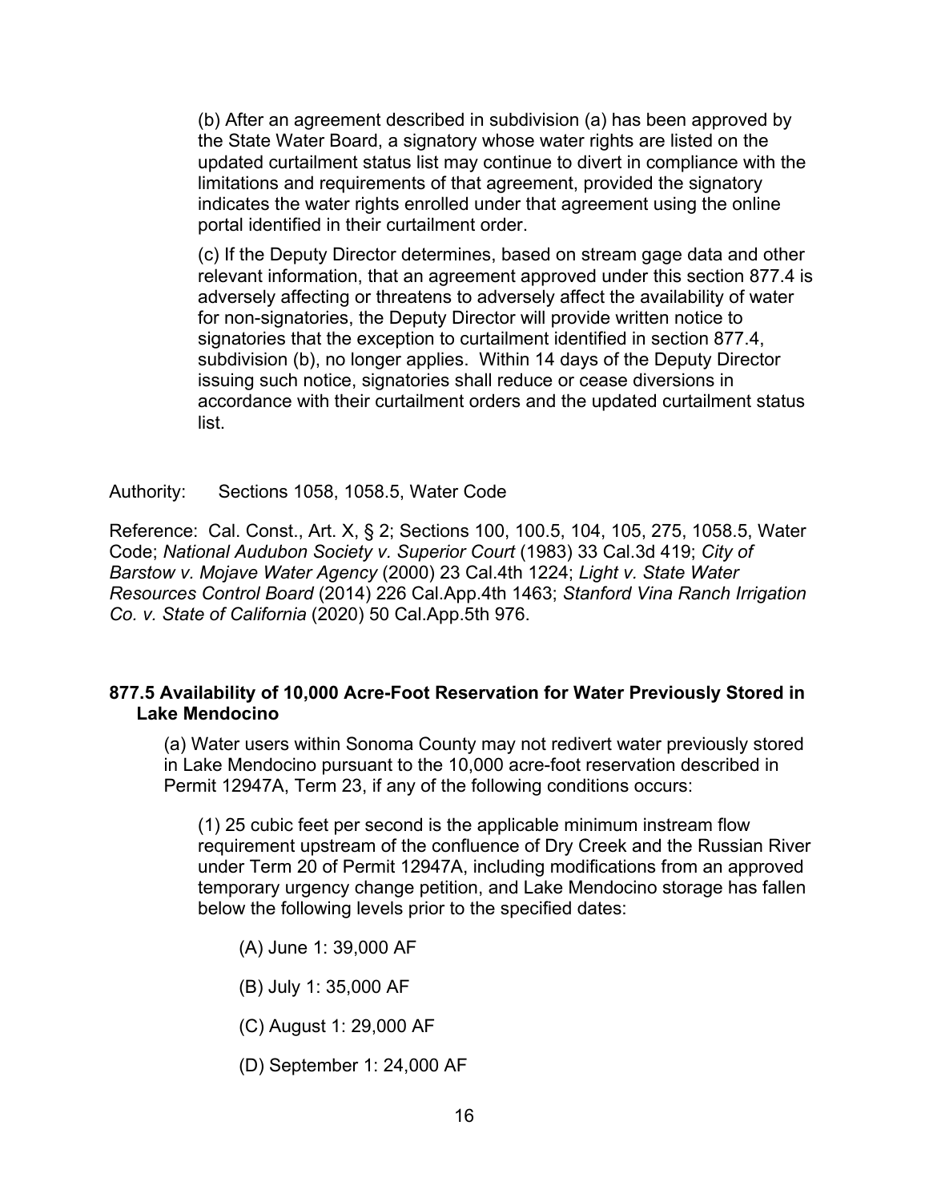(b) After an agreement described in subdivision (a) has been approved by the State Water Board, a signatory whose water rights are listed on the updated curtailment status list may continue to divert in compliance with the limitations and requirements of that agreement, provided the signatory indicates the water rights enrolled under that agreement using the online portal identified in their curtailment order.

(c) If the Deputy Director determines, based on stream gage data and other relevant information, that an agreement approved under this section 877.4 is adversely affecting or threatens to adversely affect the availability of water for non-signatories, the Deputy Director will provide written notice to signatories that the exception to curtailment identified in section 877.4, subdivision (b), no longer applies. Within 14 days of the Deputy Director issuing such notice, signatories shall reduce or cease diversions in accordance with their curtailment orders and the updated curtailment status list.

Authority: Sections 1058, 1058.5, Water Code

Reference: Cal. Const., Art. X, § 2; Sections 100, 100.5, 104, 105, 275, 1058.5, Water Code; *National Audubon Society v. Superior Court* (1983) 33 Cal.3d 419; *City of Barstow v. Mojave Water Agency* (2000) 23 Cal.4th 1224; *Light v. State Water Resources Control Board* (2014) 226 Cal.App.4th 1463; *Stanford Vina Ranch Irrigation Co. v. State of California* (2020) 50 Cal.App.5th 976.

**877.5 Availability of 10,000 Acre-Foot Reservation for Water Previously Stored in Lake Mendocino**

(a) Water users within Sonoma County may not redivert water previously stored in Lake Mendocino pursuant to the 10,000 acre-foot reservation described in Permit 12947A, Term 23, if any of the following conditions occurs:

(1) 25 cubic feet per second is the applicable minimum instream flow requirement upstream of the confluence of Dry Creek and the Russian River under Term 20 of Permit 12947A, including modifications from an approved temporary urgency change petition, and Lake Mendocino storage has fallen below the following levels prior to the specified dates:

(A) June 1: 39,000 AF

(B) July 1: 35,000 AF

(C) August 1: 29,000 AF

(D) September 1: 24,000 AF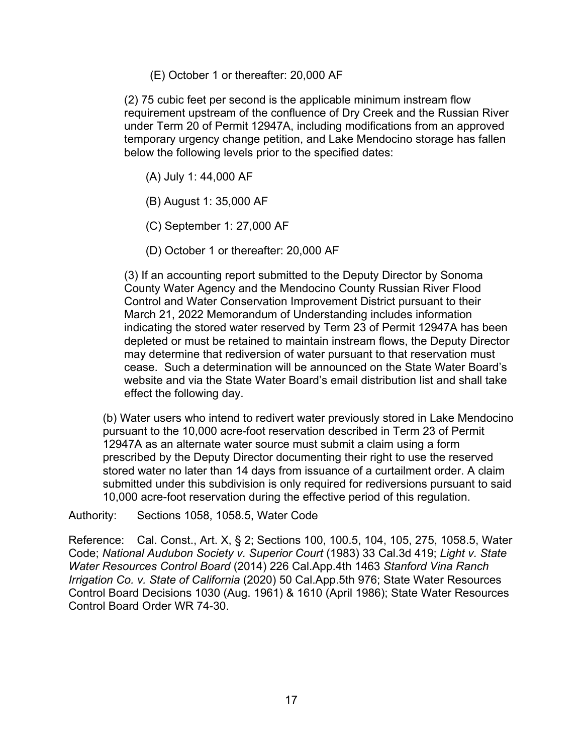(E) October 1 or thereafter: 20,000 AF

(2) 75 cubic feet per second is the applicable minimum instream flow requirement upstream of the confluence of Dry Creek and the Russian River under Term 20 of Permit 12947A, including modifications from an approved temporary urgency change petition, and Lake Mendocino storage has fallen below the following levels prior to the specified dates:

(A) July 1: 44,000 AF

(B) August 1: 35,000 AF

(C) September 1: 27,000 AF

(D) October 1 or thereafter: 20,000 AF

(3) If an accounting report submitted to the Deputy Director by Sonoma County Water Agency and the Mendocino County Russian River Flood Control and Water Conservation Improvement District pursuant to their March 21, 2022 Memorandum of Understanding includes information indicating the stored water reserved by Term 23 of Permit 12947A has been depleted or must be retained to maintain instream flows, the Deputy Director may determine that rediversion of water pursuant to that reservation must cease. Such a determination will be announced on the State Water Board's website and via the State Water Board's email distribution list and shall take effect the following day.

(b) Water users who intend to redivert water previously stored in Lake Mendocino pursuant to the 10,000 acre-foot reservation described in Term 23 of Permit 12947A as an alternate water source must submit a claim using a form prescribed by the Deputy Director documenting their right to use the reserved stored water no later than 14 days from issuance of a curtailment order. A claim submitted under this subdivision is only required for rediversions pursuant to said 10,000 acre-foot reservation during the effective period of this regulation.

Authority: Sections 1058, 1058.5, Water Code

Reference: Cal. Const., Art. X, § 2; Sections 100, 100.5, 104, 105, 275, 1058.5, Water Code; *National Audubon Society v. Superior Court* (1983) 33 Cal.3d 419; *Light v. State Water Resources Control Board* (2014) 226 Cal.App.4th 1463 *Stanford Vina Ranch Irrigation Co. v. State of California* (2020) 50 Cal.App.5th 976; State Water Resources Control Board Decisions 1030 (Aug. 1961) & 1610 (April 1986); State Water Resources Control Board Order WR 74-30.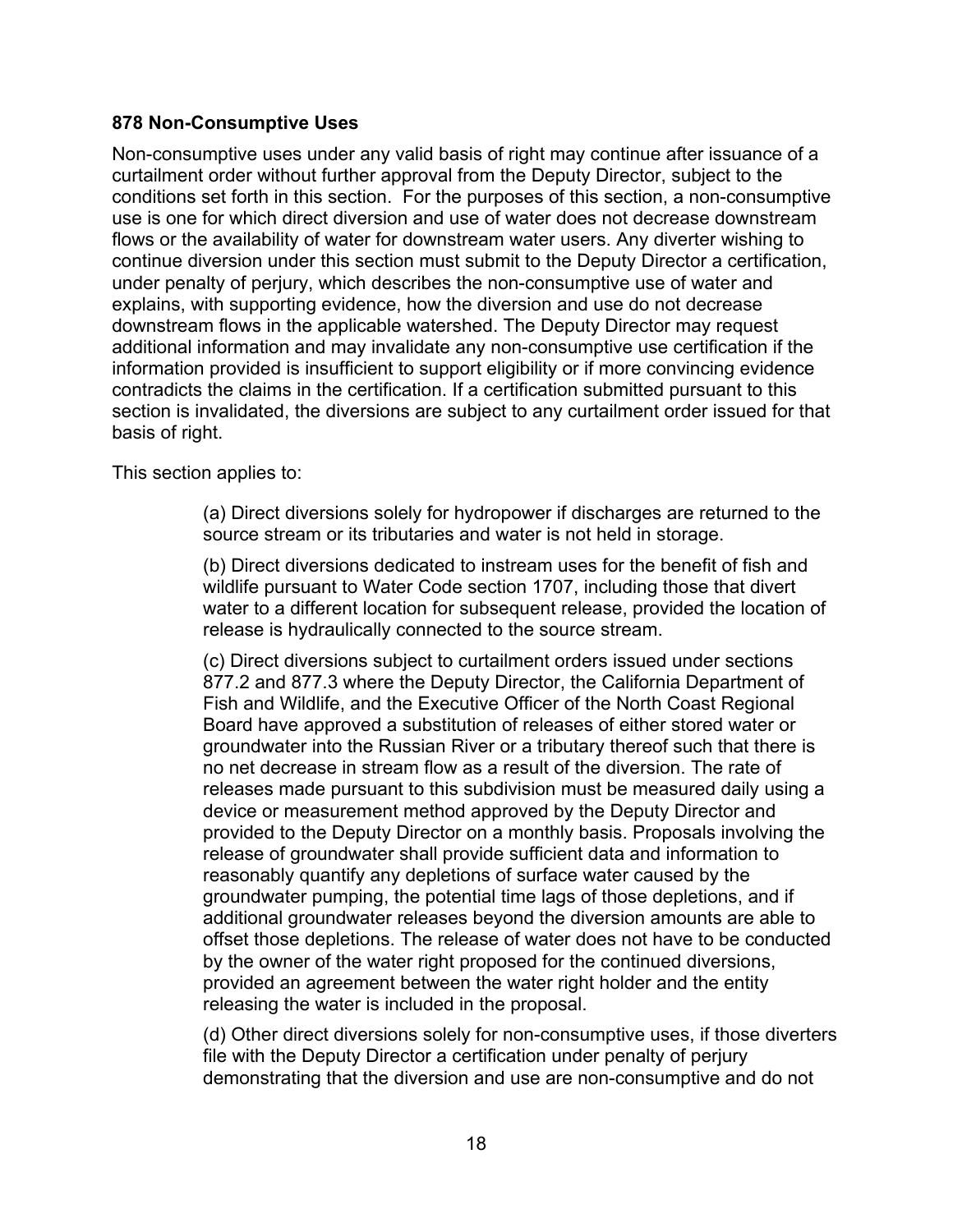**878 Non-Consumptive Uses**

Non-consumptive uses under any valid basis of right may continue after issuance of a curtailment order without further approval from the Deputy Director, subject to the conditions set forth in this section. For the purposes of this section, a non-consumptive use is one for which direct diversion and use of water does not decrease downstream flows or the availability of water for downstream water users. Any diverter wishing to continue diversion under this section must submit to the Deputy Director a certification, under penalty of perjury, which describes the non-consumptive use of water and explains, with supporting evidence, how the diversion and use do not decrease downstream flows in the applicable watershed. The Deputy Director may request additional information and may invalidate any non-consumptive use certification if the information provided is insufficient to support eligibility or if more convincing evidence contradicts the claims in the certification. If a certification submitted pursuant to this section is invalidated, the diversions are subject to any curtailment order issued for that basis of right.

This section applies to:

(a) Direct diversions solely for hydropower if discharges are returned to the source stream or its tributaries and water is not held in storage.

(b) Direct diversions dedicated to instream uses for the benefit of fish and wildlife pursuant to Water Code section 1707, including those that divert water to a different location for subsequent release, provided the location of release is hydraulically connected to the source stream.

(c) Direct diversions subject to curtailment orders issued under sections 877.2 and 877.3 where the Deputy Director, the California Department of Fish and Wildlife, and the Executive Officer of the North Coast Regional Board have approved a substitution of releases of either stored water or groundwater into the Russian River or a tributary thereof such that there is no net decrease in stream flow as a result of the diversion. The rate of releases made pursuant to this subdivision must be measured daily using a device or measurement method approved by the Deputy Director and provided to the Deputy Director on a monthly basis. Proposals involving the release of groundwater shall provide sufficient data and information to reasonably quantify any depletions of surface water caused by the groundwater pumping, the potential time lags of those depletions, and if additional groundwater releases beyond the diversion amounts are able to offset those depletions. The release of water does not have to be conducted by the owner of the water right proposed for the continued diversions, provided an agreement between the water right holder and the entity releasing the water is included in the proposal.

(d) Other direct diversions solely for non-consumptive uses, if those diverters file with the Deputy Director a certification under penalty of perjury demonstrating that the diversion and use are non-consumptive and do not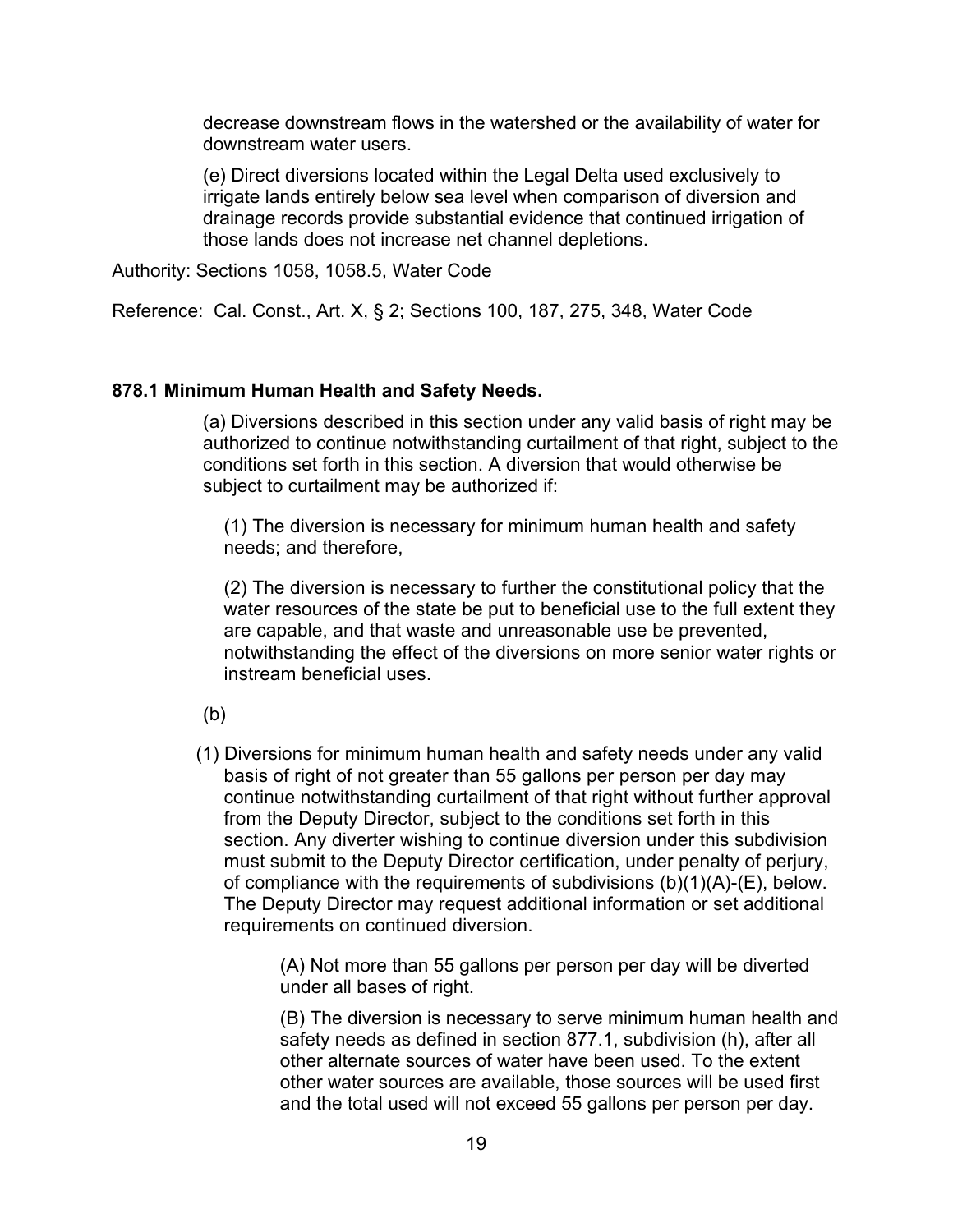decrease downstream flows in the watershed or the availability of water for downstream water users.

(e) Direct diversions located within the Legal Delta used exclusively to irrigate lands entirely below sea level when comparison of diversion and drainage records provide substantial evidence that continued irrigation of those lands does not increase net channel depletions.

Authority: Sections 1058, 1058.5, Water Code

Reference: Cal. Const., Art. X, § 2; Sections 100, 187, 275, 348, Water Code

**878.1 Minimum Human Health and Safety Needs.**

(a) Diversions described in this section under any valid basis of right may be authorized to continue notwithstanding curtailment of that right, subject to the conditions set forth in this section. A diversion that would otherwise be subject to curtailment may be authorized if:

(1) The diversion is necessary for minimum human health and safety needs; and therefore,

(2) The diversion is necessary to further the constitutional policy that the water resources of the state be put to beneficial use to the full extent they are capable, and that waste and unreasonable use be prevented, notwithstanding the effect of the diversions on more senior water rights or instream beneficial uses.

(b)

(1) Diversions for minimum human health and safety needs under any valid basis of right of not greater than 55 gallons per person per day may continue notwithstanding curtailment of that right without further approval from the Deputy Director, subject to the conditions set forth in this section. Any diverter wishing to continue diversion under this subdivision must submit to the Deputy Director certification, under penalty of perjury, of compliance with the requirements of subdivisions (b)(1)(A)-(E), below. The Deputy Director may request additional information or set additional requirements on continued diversion.

(A) Not more than 55 gallons per person per day will be diverted under all bases of right.

(B) The diversion is necessary to serve minimum human health and safety needs as defined in section 877.1, subdivision (h), after all other alternate sources of water have been used. To the extent other water sources are available, those sources will be used first and the total used will not exceed 55 gallons per person per day.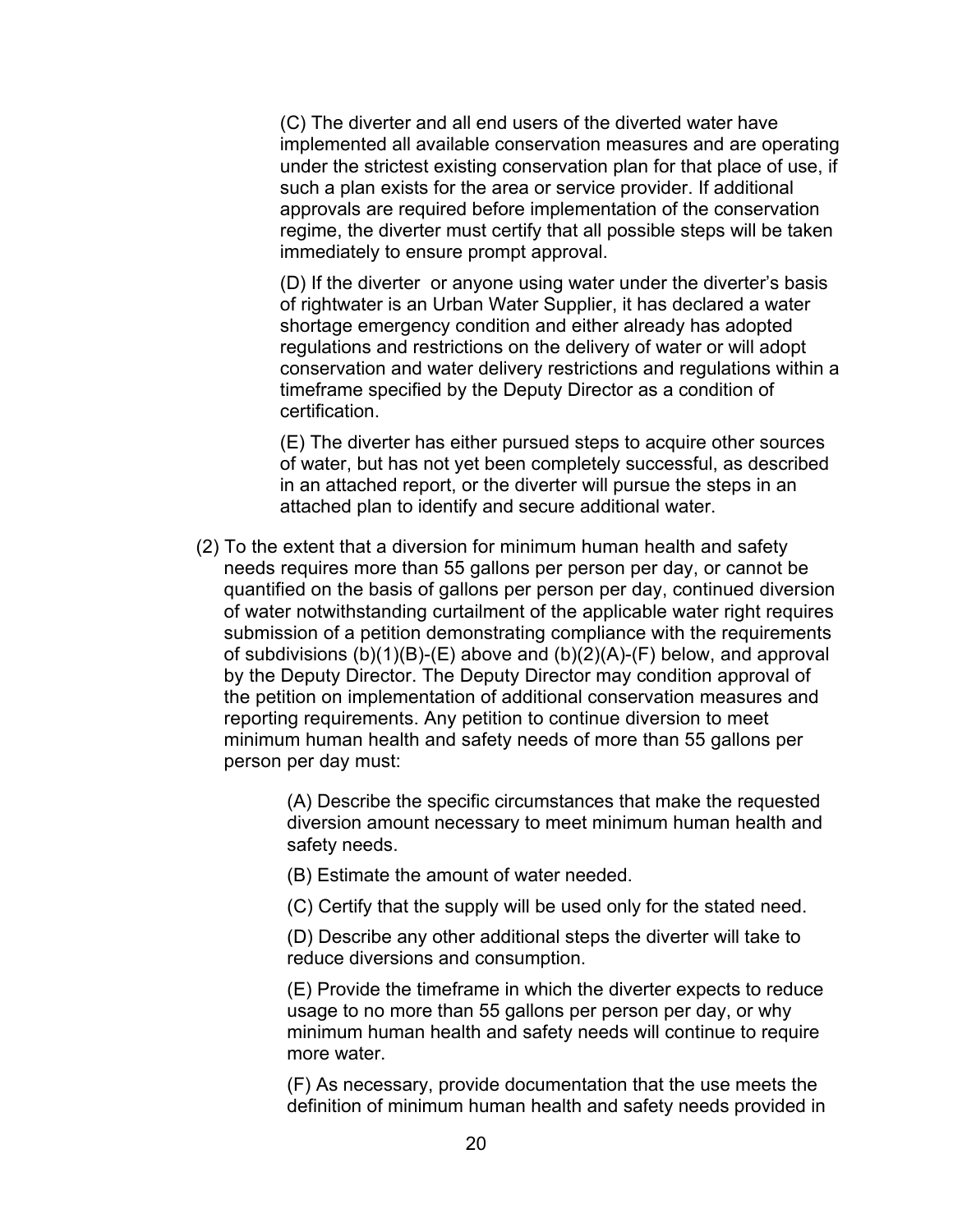(C) The diverter and all end users of the diverted water have implemented all available conservation measures and are operating under the strictest existing conservation plan for that place of use, if such a plan exists for the area or service provider. If additional approvals are required before implementation of the conservation regime, the diverter must certify that all possible steps will be taken immediately to ensure prompt approval.

(D) If the diverter or anyone using water under the diverter's basis of rightwater is an Urban Water Supplier, it has declared a water shortage emergency condition and either already has adopted regulations and restrictions on the delivery of water or will adopt conservation and water delivery restrictions and regulations within a timeframe specified by the Deputy Director as a condition of certification.

(E) The diverter has either pursued steps to acquire other sources of water, but has not yet been completely successful, as described in an attached report, or the diverter will pursue the steps in an attached plan to identify and secure additional water.

(2) To the extent that a diversion for minimum human health and safety needs requires more than 55 gallons per person per day, or cannot be quantified on the basis of gallons per person per day, continued diversion of water notwithstanding curtailment of the applicable water right requires submission of a petition demonstrating compliance with the requirements of subdivisions (b)(1)(B)-(E) above and (b)(2)(A)-(F) below, and approval by the Deputy Director. The Deputy Director may condition approval of the petition on implementation of additional conservation measures and reporting requirements. Any petition to continue diversion to meet minimum human health and safety needs of more than 55 gallons per person per day must:

(A) Describe the specific circumstances that make the requested diversion amount necessary to meet minimum human health and safety needs.

(B) Estimate the amount of water needed.

(C) Certify that the supply will be used only for the stated need.

(D) Describe any other additional steps the diverter will take to reduce diversions and consumption.

(E) Provide the timeframe in which the diverter expects to reduce usage to no more than 55 gallons per person per day, or why minimum human health and safety needs will continue to require more water.

(F) As necessary, provide documentation that the use meets the definition of minimum human health and safety needs provided in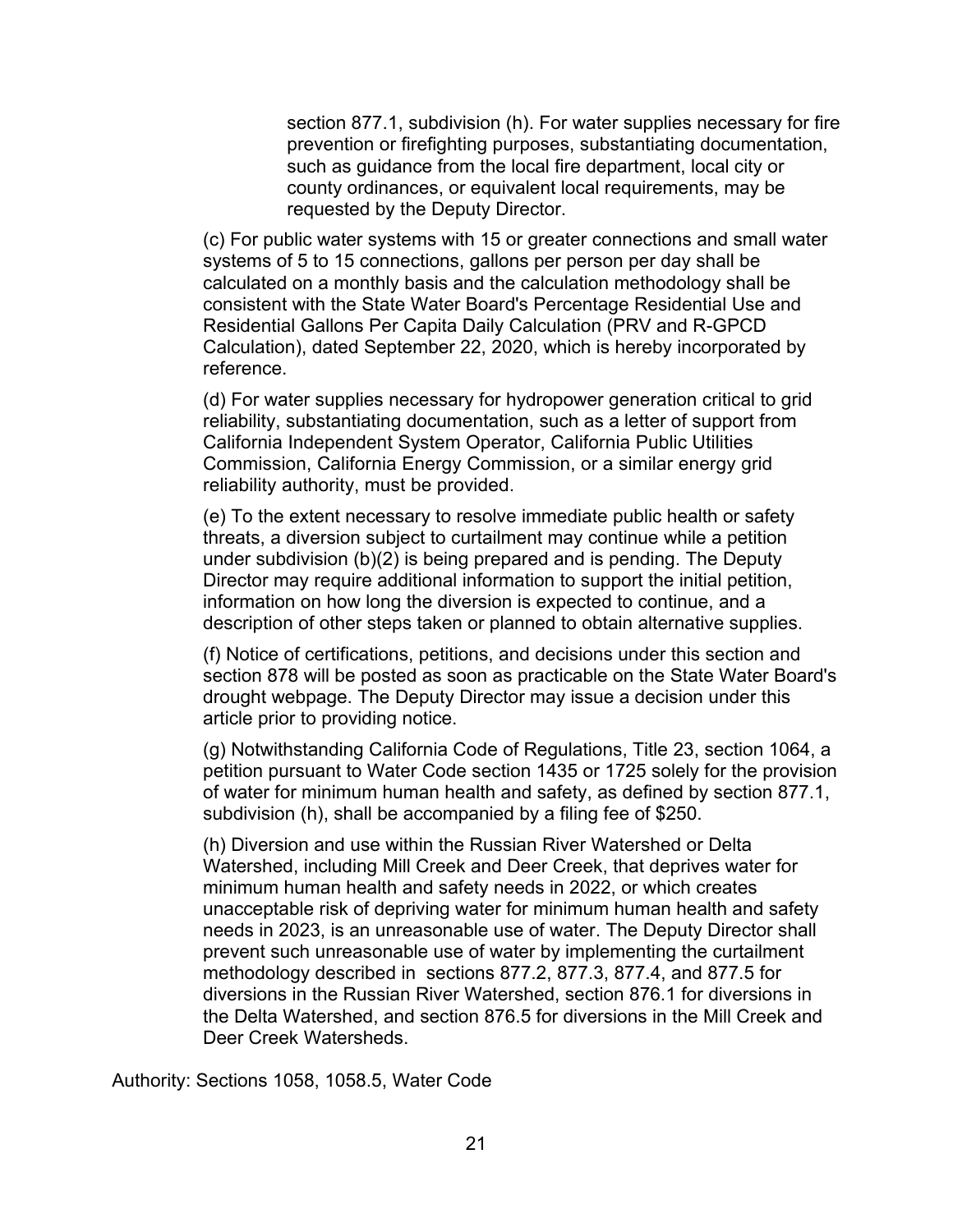section 877.1, subdivision (h). For water supplies necessary for fire prevention or firefighting purposes, substantiating documentation, such as guidance from the local fire department, local city or county ordinances, or equivalent local requirements, may be requested by the Deputy Director.

(c) For public water systems with 15 or greater connections and small water systems of 5 to 15 connections, gallons per person per day shall be calculated on a monthly basis and the calculation methodology shall be consistent with the State Water Board's Percentage Residential Use and Residential Gallons Per Capita Daily Calculation (PRV and R-GPCD Calculation), dated September 22, 2020, which is hereby incorporated by reference.

(d) For water supplies necessary for hydropower generation critical to grid reliability, substantiating documentation, such as a letter of support from California Independent System Operator, California Public Utilities Commission, California Energy Commission, or a similar energy grid reliability authority, must be provided.

(e) To the extent necessary to resolve immediate public health or safety threats, a diversion subject to curtailment may continue while a petition under subdivision (b)(2) is being prepared and is pending. The Deputy Director may require additional information to support the initial petition, information on how long the diversion is expected to continue, and a description of other steps taken or planned to obtain alternative supplies.

(f) Notice of certifications, petitions, and decisions under this section and section 878 will be posted as soon as practicable on the State Water Board's drought webpage. The Deputy Director may issue a decision under this article prior to providing notice.

(g) Notwithstanding California Code of Regulations, Title 23, section 1064, a petition pursuant to Water Code section 1435 or 1725 solely for the provision of water for minimum human health and safety, as defined by section 877.1, subdivision (h), shall be accompanied by a filing fee of $250.

(h) Diversion and use within the Russian River Watershed or Delta Watershed, including Mill Creek and Deer Creek, that deprives water for minimum human health and safety needs in 2022, or which creates unacceptable risk of depriving water for minimum human health and safety needs in 2023, is an unreasonable use of water. The Deputy Director shall prevent such unreasonable use of water by implementing the curtailment methodology described in sections 877.2, 877.3, 877.4, and 877.5 for diversions in the Russian River Watershed, section 876.1 for diversions in the Delta Watershed, and section 876.5 for diversions in the Mill Creek and Deer Creek Watersheds.

Authority: Sections 1058, 1058.5, Water Code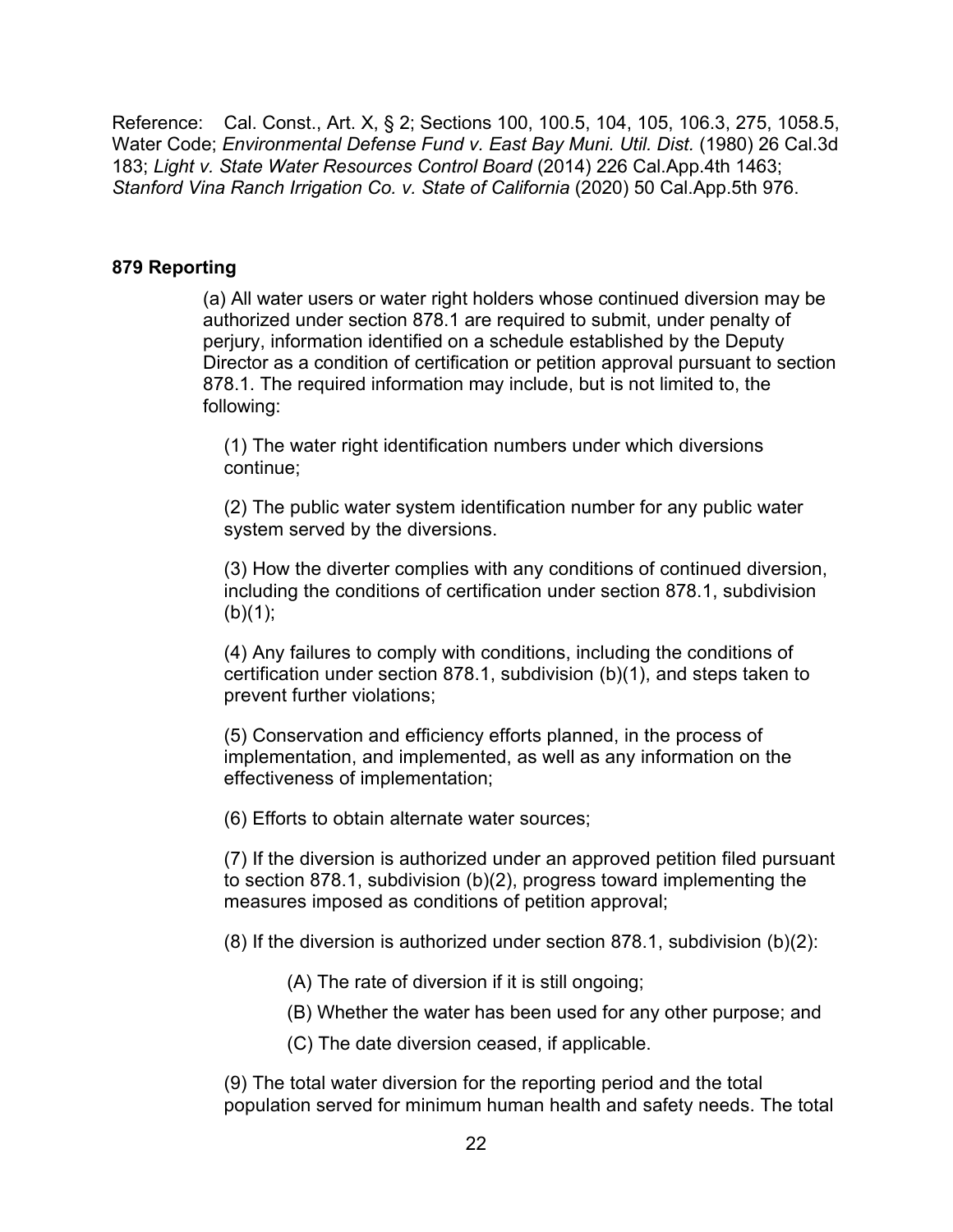Reference: Cal. Const., Art. X, § 2; Sections 100, 100.5, 104, 105, 106.3, 275, 1058.5, Water Code; *Environmental Defense Fund v. East Bay Muni. Util. Dist.* (1980) 26 Cal.3d 183; *Light v. State Water Resources Control Board* (2014) 226 Cal.App.4th 1463; *Stanford Vina Ranch Irrigation Co. v. State of California* (2020) 50 Cal.App.5th 976.

**879 Reporting**

(a) All water users or water right holders whose continued diversion may be authorized under section 878.1 are required to submit, under penalty of perjury, information identified on a schedule established by the Deputy Director as a condition of certification or petition approval pursuant to section 878.1. The required information may include, but is not limited to, the following:

(1) The water right identification numbers under which diversions continue;

(2) The public water system identification number for any public water system served by the diversions.

(3) How the diverter complies with any conditions of continued diversion, including the conditions of certification under section 878.1, subdivision (b)(1);

(4) Any failures to comply with conditions, including the conditions of certification under section 878.1, subdivision (b)(1), and steps taken to prevent further violations;

(5) Conservation and efficiency efforts planned, in the process of implementation, and implemented, as well as any information on the effectiveness of implementation;

(6) Efforts to obtain alternate water sources;

(7) If the diversion is authorized under an approved petition filed pursuant to section 878.1, subdivision (b)(2), progress toward implementing the measures imposed as conditions of petition approval;

(8) If the diversion is authorized under section 878.1, subdivision (b)(2):

(A) The rate of diversion if it is still ongoing;

(B) Whether the water has been used for any other purpose; and

(C) The date diversion ceased, if applicable.

(9) The total water diversion for the reporting period and the total population served for minimum human health and safety needs. The total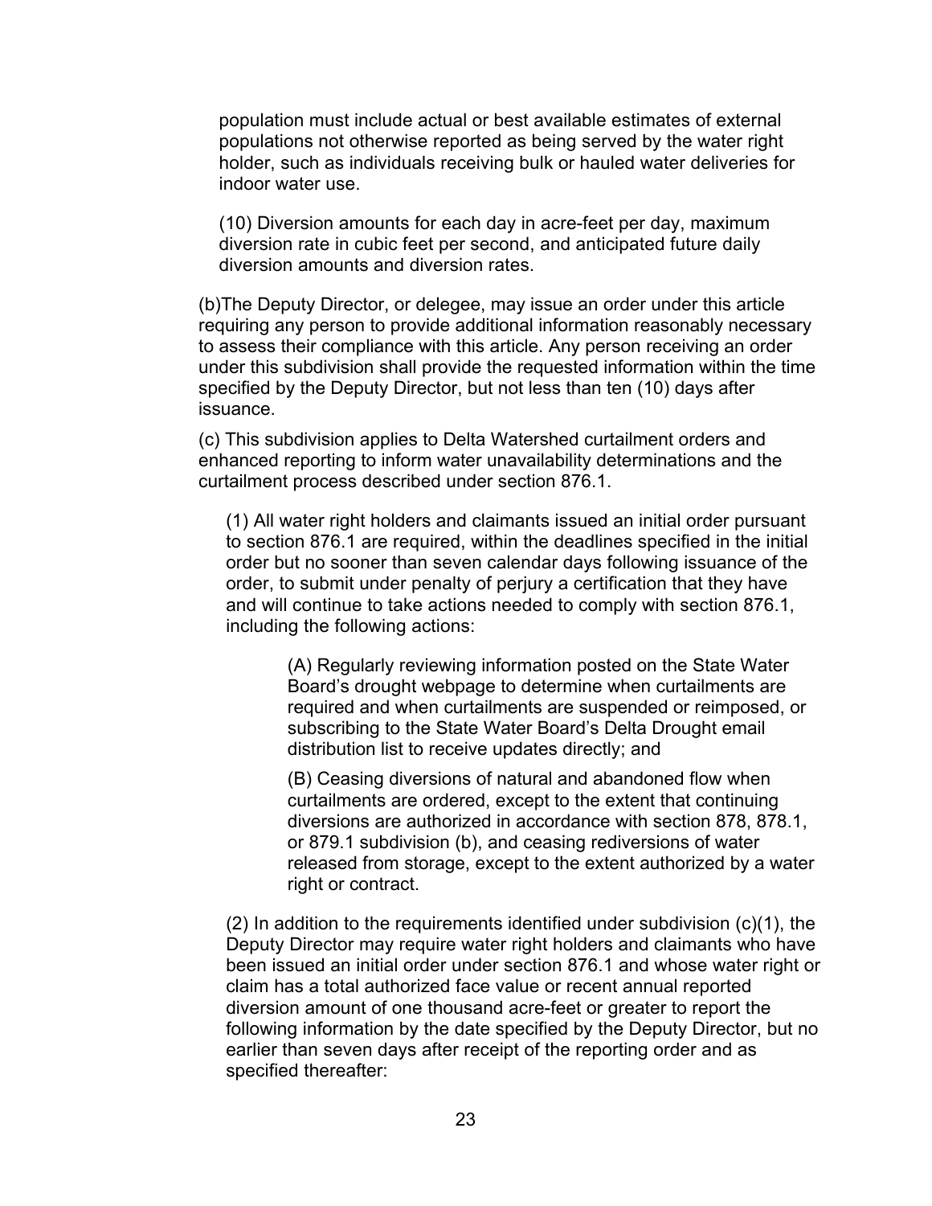population must include actual or best available estimates of external populations not otherwise reported as being served by the water right holder, such as individuals receiving bulk or hauled water deliveries for indoor water use.

(10) Diversion amounts for each day in acre-feet per day, maximum diversion rate in cubic feet per second, and anticipated future daily diversion amounts and diversion rates.

(b)The Deputy Director, or delegee, may issue an order under this article requiring any person to provide additional information reasonably necessary to assess their compliance with this article. Any person receiving an order under this subdivision shall provide the requested information within the time specified by the Deputy Director, but not less than ten (10) days after issuance.

(c) This subdivision applies to Delta Watershed curtailment orders and enhanced reporting to inform water unavailability determinations and the curtailment process described under section 876.1.

(1) All water right holders and claimants issued an initial order pursuant to section 876.1 are required, within the deadlines specified in the initial order but no sooner than seven calendar days following issuance of the order, to submit under penalty of perjury a certification that they have and will continue to take actions needed to comply with section 876.1, including the following actions:

(A) Regularly reviewing information posted on the State Water Board's drought webpage to determine when curtailments are required and when curtailments are suspended or reimposed, or subscribing to the State Water Board's Delta Drought email distribution list to receive updates directly; and

(B) Ceasing diversions of natural and abandoned flow when curtailments are ordered, except to the extent that continuing diversions are authorized in accordance with section 878, 878.1, or 879.1 subdivision (b), and ceasing rediversions of water released from storage, except to the extent authorized by a water right or contract.

(2) In addition to the requirements identified under subdivision (c)(1), the Deputy Director may require water right holders and claimants who have been issued an initial order under section 876.1 and whose water right or claim has a total authorized face value or recent annual reported diversion amount of one thousand acre-feet or greater to report the following information by the date specified by the Deputy Director, but no earlier than seven days after receipt of the reporting order and as specified thereafter: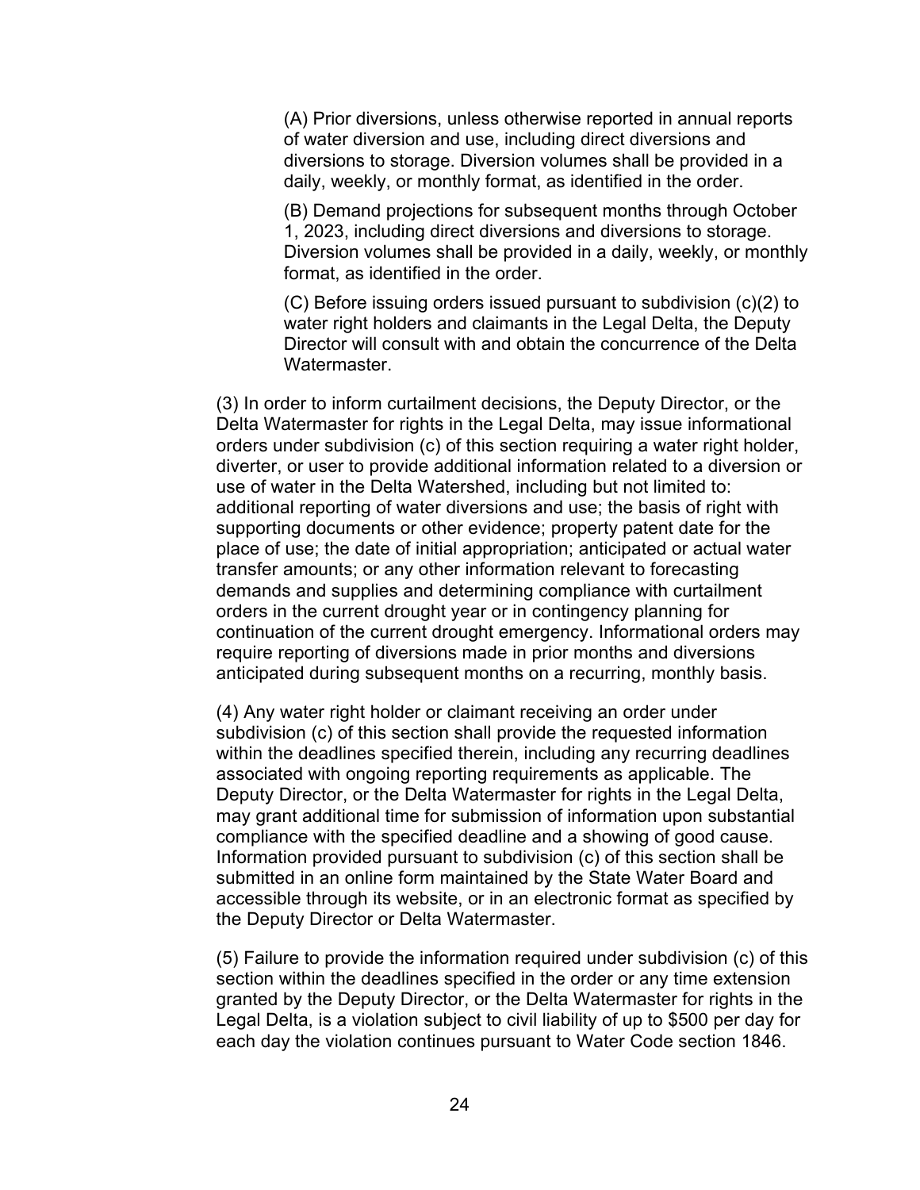(A) Prior diversions, unless otherwise reported in annual reports of water diversion and use, including direct diversions and diversions to storage. Diversion volumes shall be provided in a daily, weekly, or monthly format, as identified in the order.

(B) Demand projections for subsequent months through October 1, 2023, including direct diversions and diversions to storage. Diversion volumes shall be provided in a daily, weekly, or monthly format, as identified in the order.

(C) Before issuing orders issued pursuant to subdivision (c)(2) to water right holders and claimants in the Legal Delta, the Deputy Director will consult with and obtain the concurrence of the Delta Watermaster.

(3) In order to inform curtailment decisions, the Deputy Director, or the Delta Watermaster for rights in the Legal Delta, may issue informational orders under subdivision (c) of this section requiring a water right holder, diverter, or user to provide additional information related to a diversion or use of water in the Delta Watershed, including but not limited to: additional reporting of water diversions and use; the basis of right with supporting documents or other evidence; property patent date for the place of use; the date of initial appropriation; anticipated or actual water transfer amounts; or any other information relevant to forecasting demands and supplies and determining compliance with curtailment orders in the current drought year or in contingency planning for continuation of the current drought emergency. Informational orders may require reporting of diversions made in prior months and diversions anticipated during subsequent months on a recurring, monthly basis.

(4) Any water right holder or claimant receiving an order under subdivision (c) of this section shall provide the requested information within the deadlines specified therein, including any recurring deadlines associated with ongoing reporting requirements as applicable. The Deputy Director, or the Delta Watermaster for rights in the Legal Delta, may grant additional time for submission of information upon substantial compliance with the specified deadline and a showing of good cause. Information provided pursuant to subdivision (c) of this section shall be submitted in an online form maintained by the State Water Board and accessible through its website, or in an electronic format as specified by the Deputy Director or Delta Watermaster.

(5) Failure to provide the information required under subdivision (c) of this section within the deadlines specified in the order or any time extension granted by the Deputy Director, or the Delta Watermaster for rights in the Legal Delta, is a violation subject to civil liability of up to $500 per day for each day the violation continues pursuant to Water Code section 1846.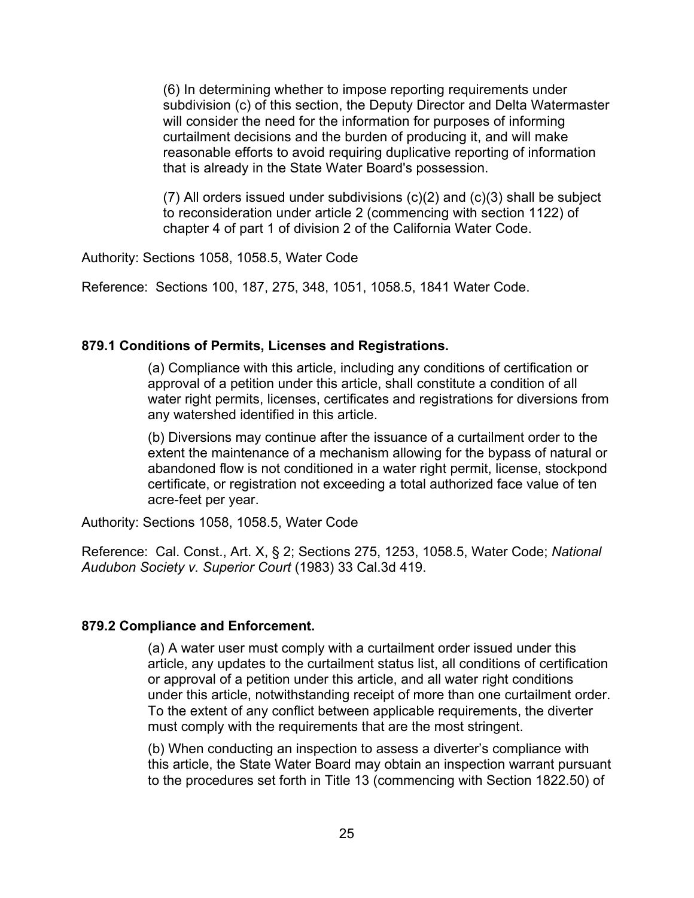(6) In determining whether to impose reporting requirements under subdivision (c) of this section, the Deputy Director and Delta Watermaster will consider the need for the information for purposes of informing curtailment decisions and the burden of producing it, and will make reasonable efforts to avoid requiring duplicative reporting of information that is already in the State Water Board's possession.

(7) All orders issued under subdivisions (c)(2) and (c)(3) shall be subject to reconsideration under article 2 (commencing with section 1122) of chapter 4 of part 1 of division 2 of the California Water Code.

Authority: Sections 1058, 1058.5, Water Code

Reference: Sections 100, 187, 275, 348, 1051, 1058.5, 1841 Water Code.

**879.1 Conditions of Permits, Licenses and Registrations.**

(a) Compliance with this article, including any conditions of certification or approval of a petition under this article, shall constitute a condition of all water right permits, licenses, certificates and registrations for diversions from any watershed identified in this article.

(b) Diversions may continue after the issuance of a curtailment order to the extent the maintenance of a mechanism allowing for the bypass of natural or abandoned flow is not conditioned in a water right permit, license, stockpond certificate, or registration not exceeding a total authorized face value of ten acre-feet per year.

Authority: Sections 1058, 1058.5, Water Code

Reference: Cal. Const., Art. X, § 2; Sections 275, 1253, 1058.5, Water Code; *National Audubon Society v. Superior Court* (1983) 33 Cal.3d 419.

**879.2 Compliance and Enforcement.**

(a) A water user must comply with a curtailment order issued under this article, any updates to the curtailment status list, all conditions of certification or approval of a petition under this article, and all water right conditions under this article, notwithstanding receipt of more than one curtailment order. To the extent of any conflict between applicable requirements, the diverter must comply with the requirements that are the most stringent.

(b) When conducting an inspection to assess a diverter's compliance with this article, the State Water Board may obtain an inspection warrant pursuant to the procedures set forth in Title 13 (commencing with Section 1822.50) of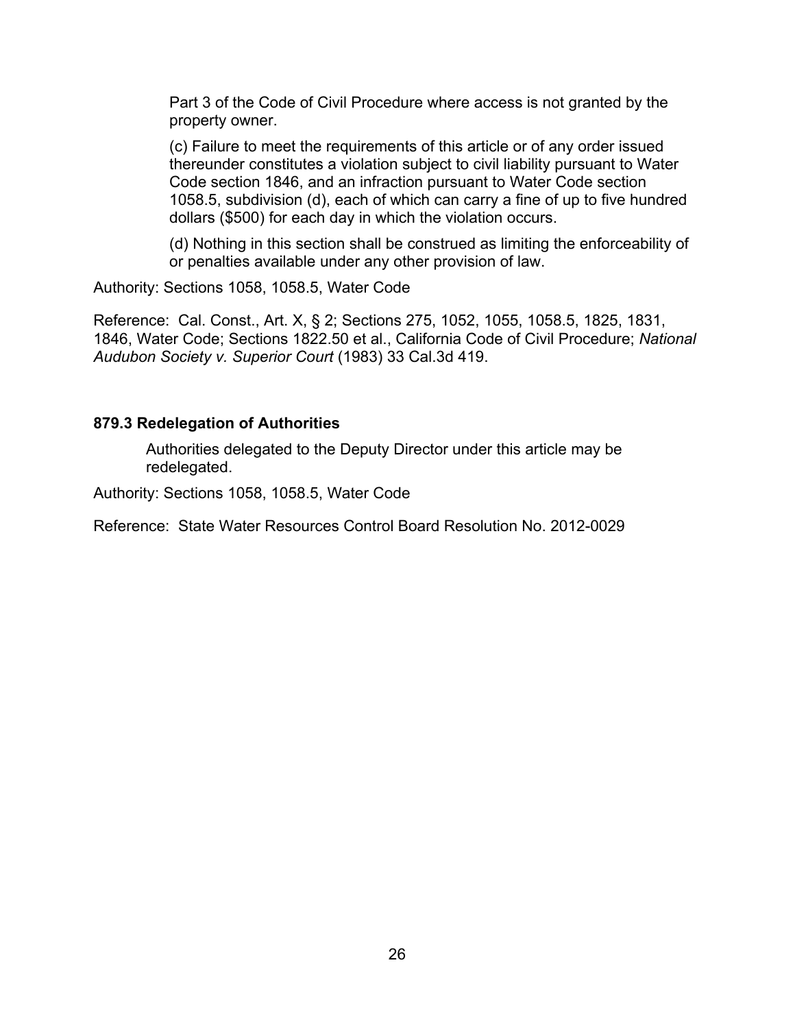Part 3 of the Code of Civil Procedure where access is not granted by the property owner.

(c) Failure to meet the requirements of this article or of any order issued thereunder constitutes a violation subject to civil liability pursuant to Water Code section 1846, and an infraction pursuant to Water Code section 1058.5, subdivision (d), each of which can carry a fine of up to five hundred dollars ($500) for each day in which the violation occurs.

(d) Nothing in this section shall be construed as limiting the enforceability of or penalties available under any other provision of law.

Authority: Sections 1058, 1058.5, Water Code

Reference: Cal. Const., Art. X, § 2; Sections 275, 1052, 1055, 1058.5, 1825, 1831, 1846, Water Code; Sections 1822.50 et al., California Code of Civil Procedure; *National Audubon Society v. Superior Court* (1983) 33 Cal.3d 419.

**879.3 Redelegation of Authorities**

Authorities delegated to the Deputy Director under this article may be redelegated.

Authority: Sections 1058, 1058.5, Water Code

Reference: State Water Resources Control Board Resolution No. 2012-0029